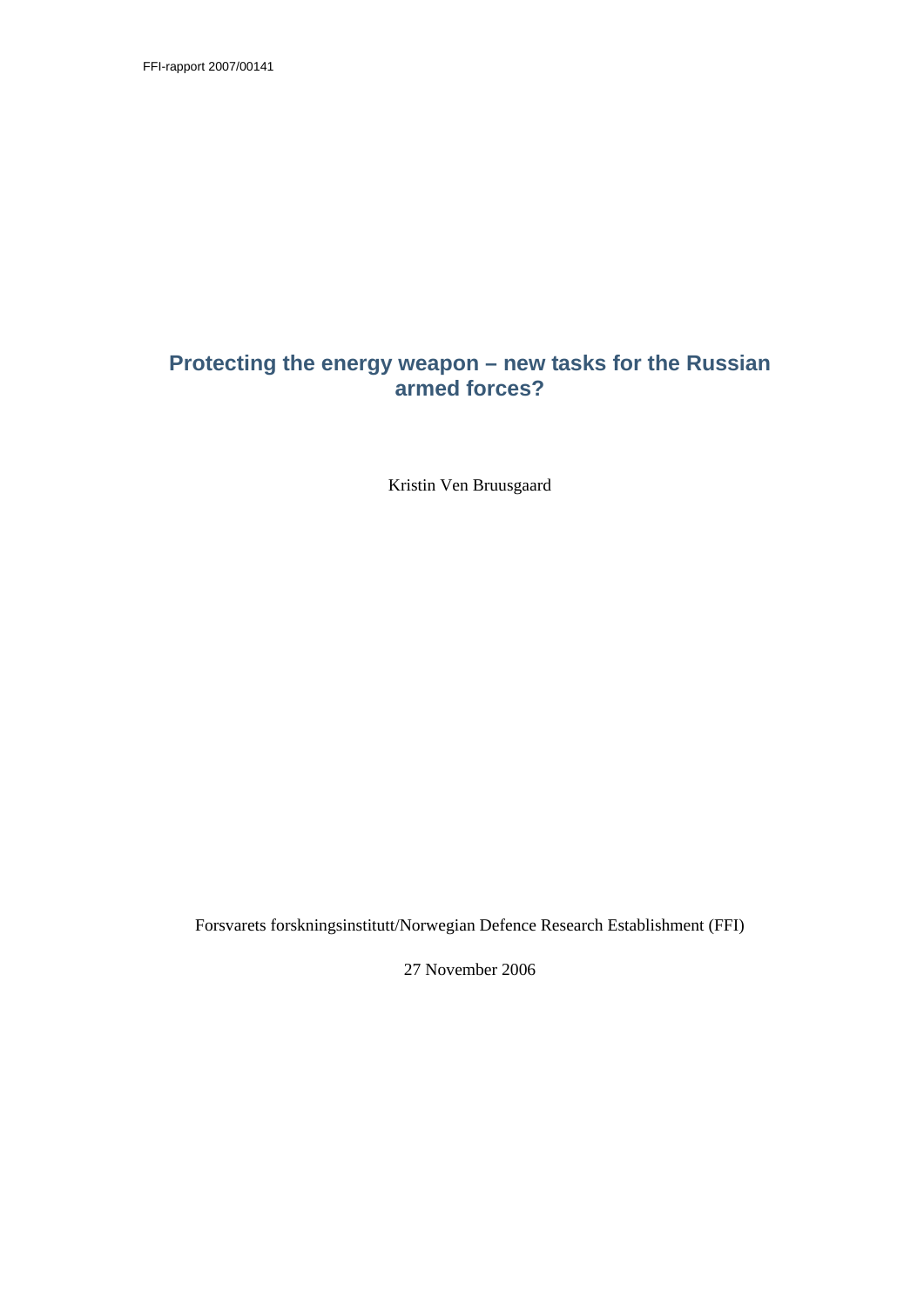FFI-rapport 2007/00141

# Protecting the energy weapon – new tasks for the Russian armed forces?

Kristin Ven Bruusgaard

Forsvarets forskningsinstitutt/Norwegian Defence Research Establishment (FFI)

27 November 2006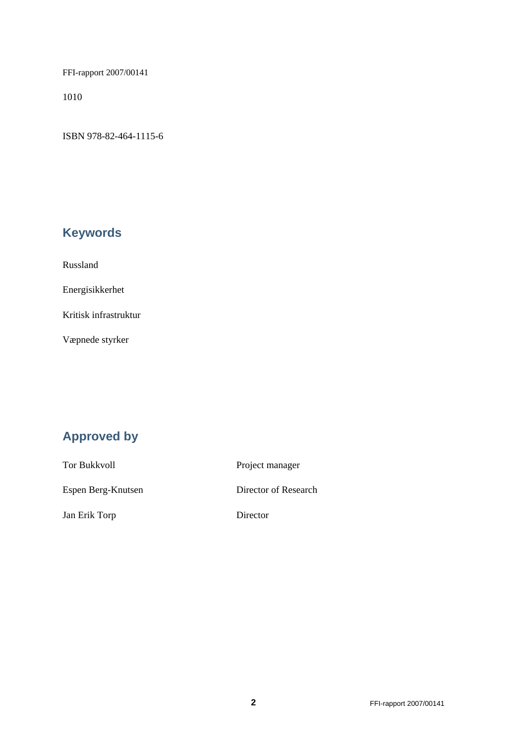FFI-rapport 2007/00141

1010

ISBN 978-82-464-1115-6

## Keywords

Russland

Energisikkerhet

Kritisk infrastruktur

Væpnede styrker

## Approved by

| | |
|---|---|
| Tor Bukkvoll | Project manager |
| Espen Berg-Knutsen | Director of Research |
| Jan Erik Torp | Director |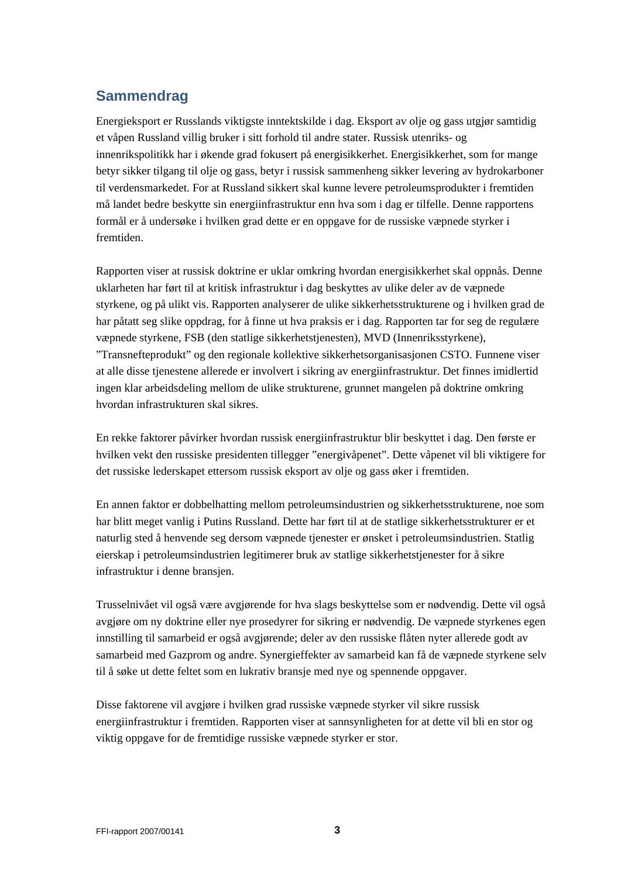## Sammendrag

Energieksport er Russlands viktigste inntektskilde i dag. Eksport av olje og gass utgjør samtidig et våpen Russland villig bruker i sitt forhold til andre stater. Russisk utenriks- og innenrikspolitikk har i økende grad fokusert på energisikkerhet. Energisikkerhet, som for mange betyr sikker tilgang til olje og gass, betyr i russisk sammenheng sikker levering av hydrokarboner til verdensmarkedet. For at Russland sikkert skal kunne levere petroleumsprodukter i fremtiden må landet bedre beskytte sin energiinfrastruktur enn hva som i dag er tilfelle. Denne rapportens formål er å undersøke i hvilken grad dette er en oppgave for de russiske væpnede styrker i fremtiden.

Rapporten viser at russisk doktrine er uklar omkring hvordan energisikkerhet skal oppnås. Denne uklarheten har ført til at kritisk infrastruktur i dag beskyttes av ulike deler av de væpnede styrkene, og på ulikt vis. Rapporten analyserer de ulike sikkerhetsstrukturene og i hvilken grad de har påtatt seg slike oppdrag, for å finne ut hva praksis er i dag. Rapporten tar for seg de regulære væpnede styrkene, FSB (den statlige sikkerhetstjenesten), MVD (Innenriksstyrkene), "Transnefteprodukt" og den regionale kollektive sikkerhetsorganisasjonen CSTO. Funnene viser at alle disse tjenestene allerede er involvert i sikring av energiinfrastruktur. Det finnes imidlertid ingen klar arbeidsdeling mellom de ulike strukturene, grunnet mangelen på doktrine omkring hvordan infrastrukturen skal sikres.

En rekke faktorer påvirker hvordan russisk energiinfrastruktur blir beskyttet i dag. Den første er hvilken vekt den russiske presidenten tillegger "energivåpenet". Dette våpenet vil bli viktigere for det russiske lederskapet ettersom russisk eksport av olje og gass øker i fremtiden.

En annen faktor er dobbelhatting mellom petroleumsindustrien og sikkerhetsstrukturene, noe som har blitt meget vanlig i Putins Russland. Dette har ført til at de statlige sikkerhetsstrukturer er et naturlig sted å henvende seg dersom væpnede tjenester er ønsket i petroleumsindustrien. Statlig eierskap i petroleumsindustrien legitimerer bruk av statlige sikkerhetstjenester for å sikre infrastruktur i denne bransjen.

Trusselnivået vil også være avgjørende for hva slags beskyttelse som er nødvendig. Dette vil også avgjøre om ny doktrine eller nye prosedyrer for sikring er nødvendig. De væpnede styrkenes egen innstilling til samarbeid er også avgjørende; deler av den russiske flåten nyter allerede godt av samarbeid med Gazprom og andre. Synergieffekter av samarbeid kan få de væpnede styrkene selv til å søke ut dette feltet som en lukrativ bransje med nye og spennende oppgaver.

Disse faktorene vil avgjøre i hvilken grad russiske væpnede styrker vil sikre russisk energiinfrastruktur i fremtiden. Rapporten viser at sannsynligheten for at dette vil bli en stor og viktig oppgave for de fremtidige russiske væpnede styrker er stor.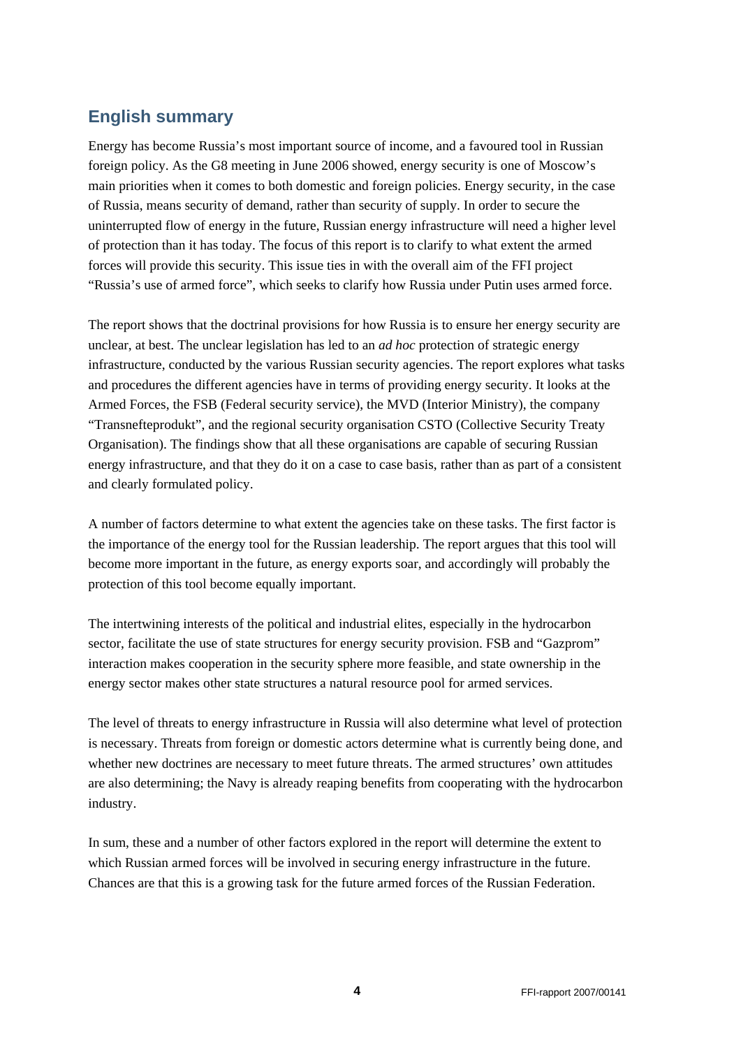## English summary

Energy has become Russia's most important source of income, and a favoured tool in Russian foreign policy. As the G8 meeting in June 2006 showed, energy security is one of Moscow's main priorities when it comes to both domestic and foreign policies. Energy security, in the case of Russia, means security of demand, rather than security of supply. In order to secure the uninterrupted flow of energy in the future, Russian energy infrastructure will need a higher level of protection than it has today. The focus of this report is to clarify to what extent the armed forces will provide this security. This issue ties in with the overall aim of the FFI project "Russia's use of armed force", which seeks to clarify how Russia under Putin uses armed force.

The report shows that the doctrinal provisions for how Russia is to ensure her energy security are unclear, at best. The unclear legislation has led to an *ad hoc* protection of strategic energy infrastructure, conducted by the various Russian security agencies. The report explores what tasks and procedures the different agencies have in terms of providing energy security. It looks at the Armed Forces, the FSB (Federal security service), the MVD (Interior Ministry), the company "Transnefteprodukt", and the regional security organisation CSTO (Collective Security Treaty Organisation). The findings show that all these organisations are capable of securing Russian energy infrastructure, and that they do it on a case to case basis, rather than as part of a consistent and clearly formulated policy.

A number of factors determine to what extent the agencies take on these tasks. The first factor is the importance of the energy tool for the Russian leadership. The report argues that this tool will become more important in the future, as energy exports soar, and accordingly will probably the protection of this tool become equally important.

The intertwining interests of the political and industrial elites, especially in the hydrocarbon sector, facilitate the use of state structures for energy security provision. FSB and "Gazprom" interaction makes cooperation in the security sphere more feasible, and state ownership in the energy sector makes other state structures a natural resource pool for armed services.

The level of threats to energy infrastructure in Russia will also determine what level of protection is necessary. Threats from foreign or domestic actors determine what is currently being done, and whether new doctrines are necessary to meet future threats. The armed structures' own attitudes are also determining; the Navy is already reaping benefits from cooperating with the hydrocarbon industry.

In sum, these and a number of other factors explored in the report will determine the extent to which Russian armed forces will be involved in securing energy infrastructure in the future. Chances are that this is a growing task for the future armed forces of the Russian Federation.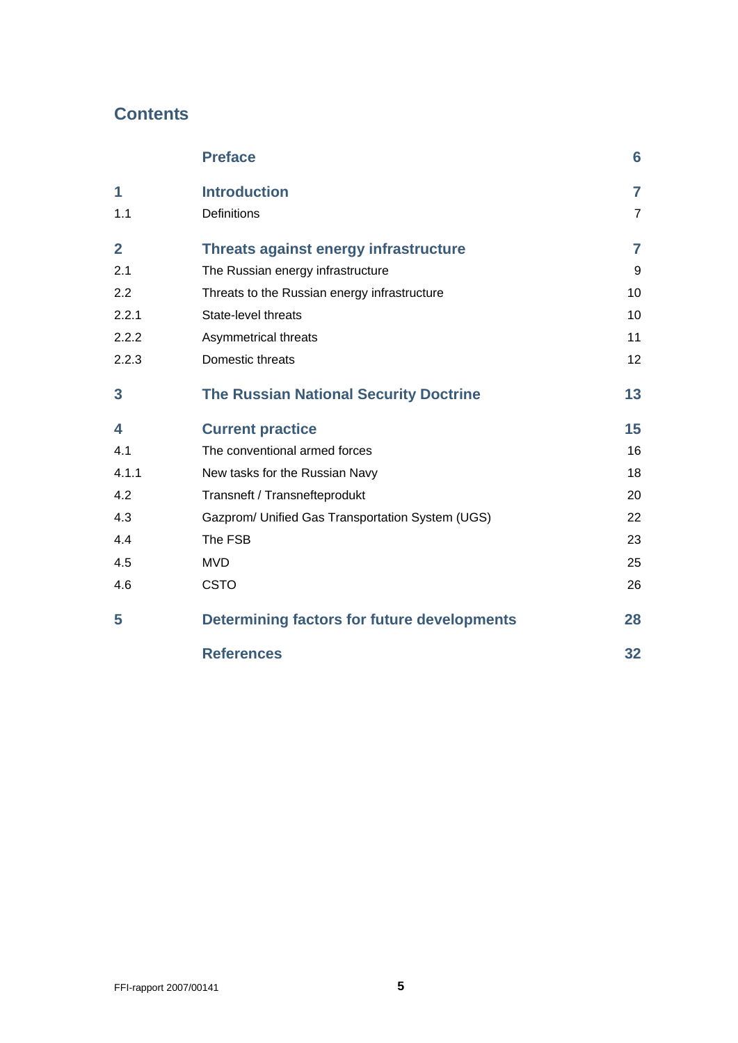# Contents

| | | |
|---|---|---|
| | **Preface** | **6** |
| **1** | **Introduction** | **7** |
| 1.1 | Definitions | 7 |
| **2** | **Threats against energy infrastructure** | **7** |
| 2.1 | The Russian energy infrastructure | 9 |
| 2.2 | Threats to the Russian energy infrastructure | 10 |
| 2.2.1 | State-level threats | 10 |
| 2.2.2 | Asymmetrical threats | 11 |
| 2.2.3 | Domestic threats | 12 |
| **3** | **The Russian National Security Doctrine** | **13** |
| **4** | **Current practice** | **15** |
| 4.1 | The conventional armed forces | 16 |
| 4.1.1 | New tasks for the Russian Navy | 18 |
| 4.2 | Transneft / Transnefteprodukt | 20 |
| 4.3 | Gazprom/ Unified Gas Transportation System (UGS) | 22 |
| 4.4 | The FSB | 23 |
| 4.5 | MVD | 25 |
| 4.6 | CSTO | 26 |
| **5** | **Determining factors for future developments** | **28** |
| | **References** | **32** |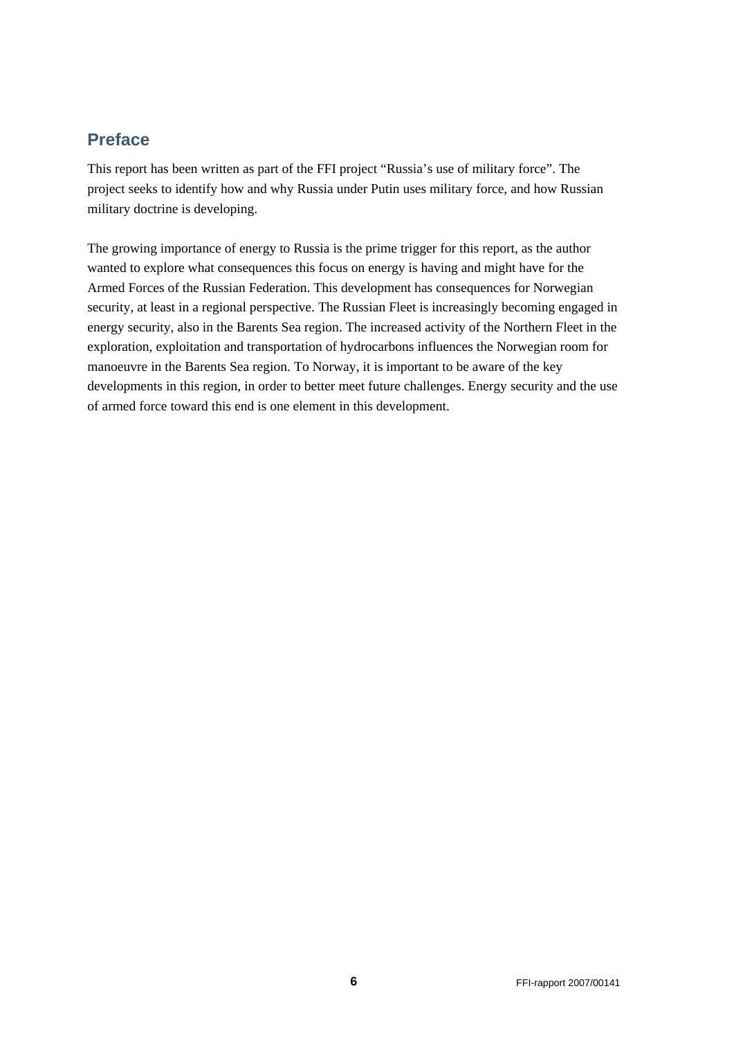## Preface

This report has been written as part of the FFI project "Russia's use of military force". The project seeks to identify how and why Russia under Putin uses military force, and how Russian military doctrine is developing.

The growing importance of energy to Russia is the prime trigger for this report, as the author wanted to explore what consequences this focus on energy is having and might have for the Armed Forces of the Russian Federation. This development has consequences for Norwegian security, at least in a regional perspective. The Russian Fleet is increasingly becoming engaged in energy security, also in the Barents Sea region. The increased activity of the Northern Fleet in the exploration, exploitation and transportation of hydrocarbons influences the Norwegian room for manoeuvre in the Barents Sea region. To Norway, it is important to be aware of the key developments in this region, in order to better meet future challenges. Energy security and the use of armed force toward this end is one element in this development.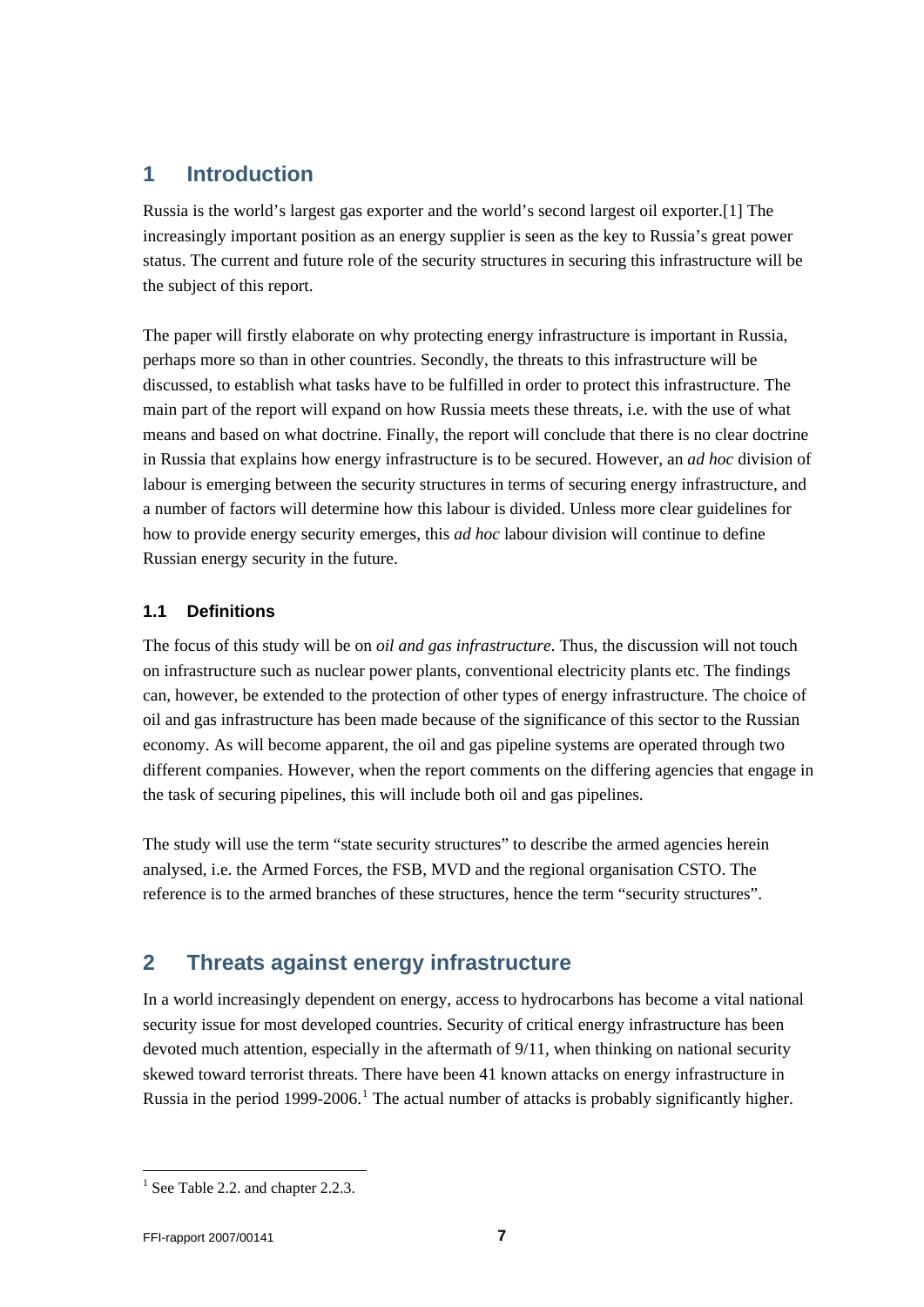# 1 Introduction

Russia is the world's largest gas exporter and the world's second largest oil exporter.[1] The increasingly important position as an energy supplier is seen as the key to Russia's great power status. The current and future role of the security structures in securing this infrastructure will be the subject of this report.

The paper will firstly elaborate on why protecting energy infrastructure is important in Russia, perhaps more so than in other countries. Secondly, the threats to this infrastructure will be discussed, to establish what tasks have to be fulfilled in order to protect this infrastructure. The main part of the report will expand on how Russia meets these threats, i.e. with the use of what means and based on what doctrine. Finally, the report will conclude that there is no clear doctrine in Russia that explains how energy infrastructure is to be secured. However, an *ad hoc* division of labour is emerging between the security structures in terms of securing energy infrastructure, and a number of factors will determine how this labour is divided. Unless more clear guidelines for how to provide energy security emerges, this *ad hoc* labour division will continue to define Russian energy security in the future.

## 1.1 Definitions

The focus of this study will be on *oil and gas infrastructure*. Thus, the discussion will not touch on infrastructure such as nuclear power plants, conventional electricity plants etc. The findings can, however, be extended to the protection of other types of energy infrastructure. The choice of oil and gas infrastructure has been made because of the significance of this sector to the Russian economy. As will become apparent, the oil and gas pipeline systems are operated through two different companies. However, when the report comments on the differing agencies that engage in the task of securing pipelines, this will include both oil and gas pipelines.

The study will use the term "state security structures" to describe the armed agencies herein analysed, i.e. the Armed Forces, the FSB, MVD and the regional organisation CSTO. The reference is to the armed branches of these structures, hence the term "security structures".

# 2 Threats against energy infrastructure

In a world increasingly dependent on energy, access to hydrocarbons has become a vital national security issue for most developed countries. Security of critical energy infrastructure has been devoted much attention, especially in the aftermath of 9/11, when thinking on national security skewed toward terrorist threats. There have been 41 known attacks on energy infrastructure in Russia in the period 1999-2006.[1] The actual number of attacks is probably significantly higher.

[1] See Table 2.2. and chapter 2.2.3.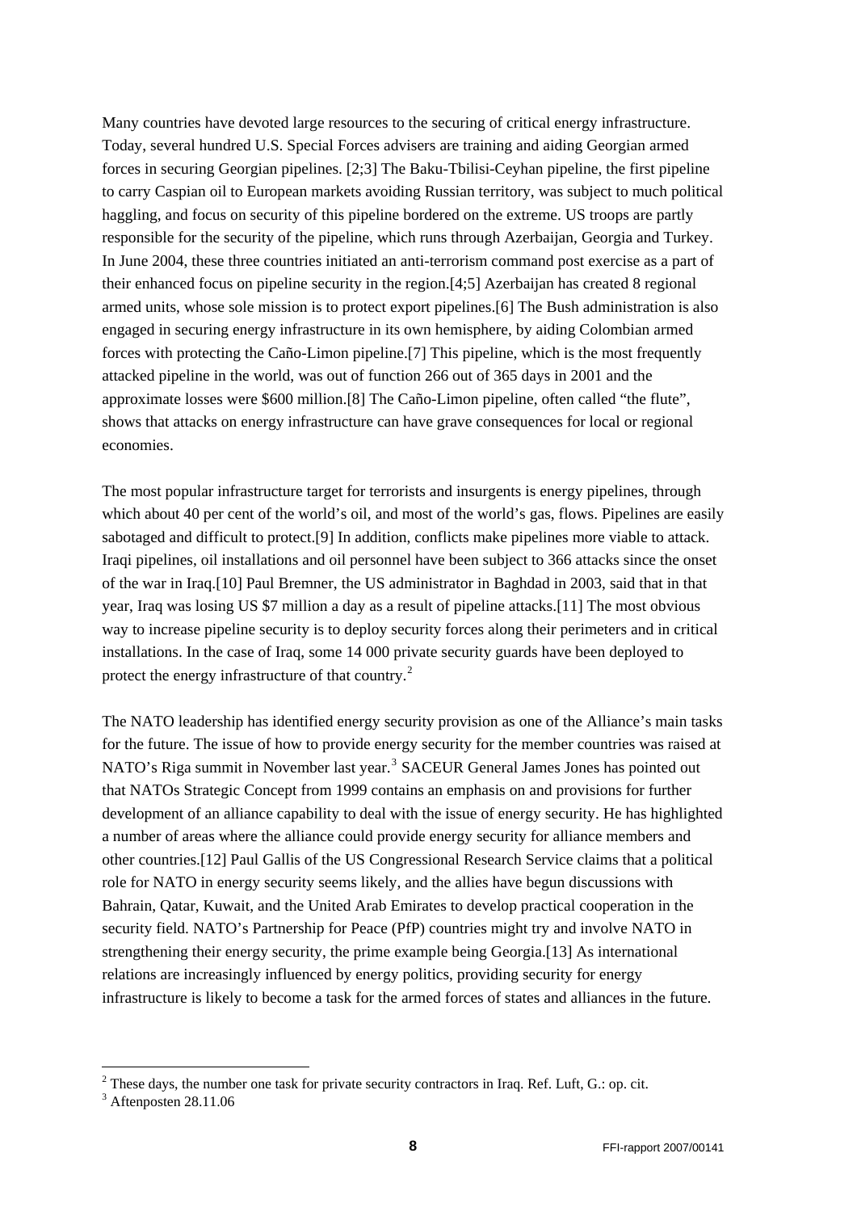Many countries have devoted large resources to the securing of critical energy infrastructure. Today, several hundred U.S. Special Forces advisers are training and aiding Georgian armed forces in securing Georgian pipelines. [2;3] The Baku-Tbilisi-Ceyhan pipeline, the first pipeline to carry Caspian oil to European markets avoiding Russian territory, was subject to much political haggling, and focus on security of this pipeline bordered on the extreme. US troops are partly responsible for the security of the pipeline, which runs through Azerbaijan, Georgia and Turkey. In June 2004, these three countries initiated an anti-terrorism command post exercise as a part of their enhanced focus on pipeline security in the region.[4;5] Azerbaijan has created 8 regional armed units, whose sole mission is to protect export pipelines.[6] The Bush administration is also engaged in securing energy infrastructure in its own hemisphere, by aiding Colombian armed forces with protecting the Caño-Limon pipeline.[7] This pipeline, which is the most frequently attacked pipeline in the world, was out of function 266 out of 365 days in 2001 and the approximate losses were $600 million.[8] The Caño-Limon pipeline, often called "the flute", shows that attacks on energy infrastructure can have grave consequences for local or regional economies.

The most popular infrastructure target for terrorists and insurgents is energy pipelines, through which about 40 per cent of the world's oil, and most of the world's gas, flows. Pipelines are easily sabotaged and difficult to protect.[9] In addition, conflicts make pipelines more viable to attack. Iraqi pipelines, oil installations and oil personnel have been subject to 366 attacks since the onset of the war in Iraq.[10] Paul Bremner, the US administrator in Baghdad in 2003, said that in that year, Iraq was losing US $7 million a day as a result of pipeline attacks.[11] The most obvious way to increase pipeline security is to deploy security forces along their perimeters and in critical installations. In the case of Iraq, some 14 000 private security guards have been deployed to protect the energy infrastructure of that country.[2]

The NATO leadership has identified energy security provision as one of the Alliance's main tasks for the future. The issue of how to provide energy security for the member countries was raised at NATO's Riga summit in November last year.[3] SACEUR General James Jones has pointed out that NATOs Strategic Concept from 1999 contains an emphasis on and provisions for further development of an alliance capability to deal with the issue of energy security. He has highlighted a number of areas where the alliance could provide energy security for alliance members and other countries.[12] Paul Gallis of the US Congressional Research Service claims that a political role for NATO in energy security seems likely, and the allies have begun discussions with Bahrain, Qatar, Kuwait, and the United Arab Emirates to develop practical cooperation in the security field. NATO's Partnership for Peace (PfP) countries might try and involve NATO in strengthening their energy security, the prime example being Georgia.[13] As international relations are increasingly influenced by energy politics, providing security for energy infrastructure is likely to become a task for the armed forces of states and alliances in the future.

---

[2] These days, the number one task for private security contractors in Iraq. Ref. Luft, G.: op. cit.

[3] Aftenposten 28.11.06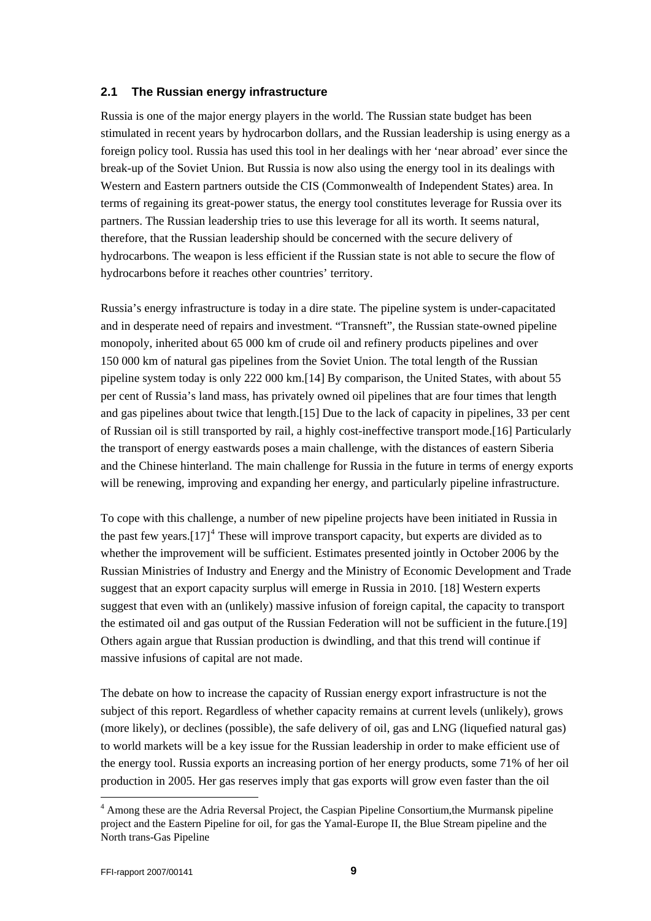### 2.1 The Russian energy infrastructure

Russia is one of the major energy players in the world. The Russian state budget has been stimulated in recent years by hydrocarbon dollars, and the Russian leadership is using energy as a foreign policy tool. Russia has used this tool in her dealings with her 'near abroad' ever since the break-up of the Soviet Union. But Russia is now also using the energy tool in its dealings with Western and Eastern partners outside the CIS (Commonwealth of Independent States) area. In terms of regaining its great-power status, the energy tool constitutes leverage for Russia over its partners. The Russian leadership tries to use this leverage for all its worth. It seems natural, therefore, that the Russian leadership should be concerned with the secure delivery of hydrocarbons. The weapon is less efficient if the Russian state is not able to secure the flow of hydrocarbons before it reaches other countries' territory.

Russia's energy infrastructure is today in a dire state. The pipeline system is under-capacitated and in desperate need of repairs and investment. "Transneft", the Russian state-owned pipeline monopoly, inherited about 65 000 km of crude oil and refinery products pipelines and over 150 000 km of natural gas pipelines from the Soviet Union. The total length of the Russian pipeline system today is only 222 000 km.[14] By comparison, the United States, with about 55 per cent of Russia's land mass, has privately owned oil pipelines that are four times that length and gas pipelines about twice that length.[15] Due to the lack of capacity in pipelines, 33 per cent of Russian oil is still transported by rail, a highly cost-ineffective transport mode.[16] Particularly the transport of energy eastwards poses a main challenge, with the distances of eastern Siberia and the Chinese hinterland. The main challenge for Russia in the future in terms of energy exports will be renewing, improving and expanding her energy, and particularly pipeline infrastructure.

To cope with this challenge, a number of new pipeline projects have been initiated in Russia in the past few years.[17][4] These will improve transport capacity, but experts are divided as to whether the improvement will be sufficient. Estimates presented jointly in October 2006 by the Russian Ministries of Industry and Energy and the Ministry of Economic Development and Trade suggest that an export capacity surplus will emerge in Russia in 2010. [18] Western experts suggest that even with an (unlikely) massive infusion of foreign capital, the capacity to transport the estimated oil and gas output of the Russian Federation will not be sufficient in the future.[19] Others again argue that Russian production is dwindling, and that this trend will continue if massive infusions of capital are not made.

The debate on how to increase the capacity of Russian energy export infrastructure is not the subject of this report. Regardless of whether capacity remains at current levels (unlikely), grows (more likely), or declines (possible), the safe delivery of oil, gas and LNG (liquefied natural gas) to world markets will be a key issue for the Russian leadership in order to make efficient use of the energy tool. Russia exports an increasing portion of her energy products, some 71% of her oil production in 2005. Her gas reserves imply that gas exports will grow even faster than the oil

---

[4] Among these are the Adria Reversal Project, the Caspian Pipeline Consortium,the Murmansk pipeline project and the Eastern Pipeline for oil, for gas the Yamal-Europe II, the Blue Stream pipeline and the North trans-Gas Pipeline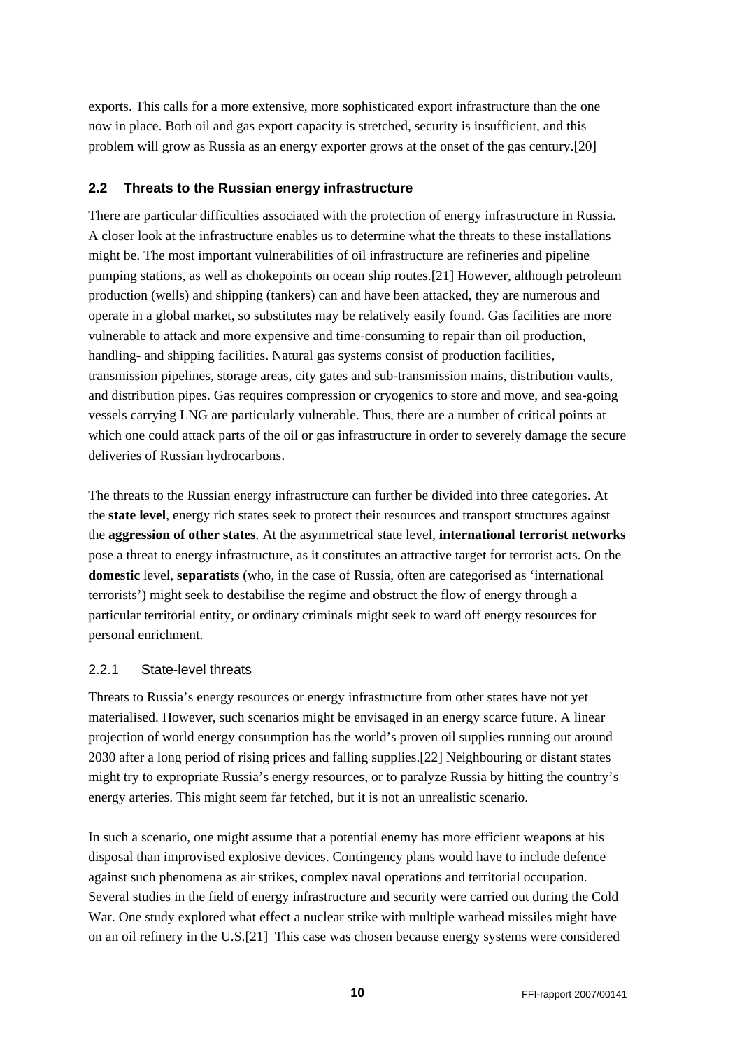exports. This calls for a more extensive, more sophisticated export infrastructure than the one now in place. Both oil and gas export capacity is stretched, security is insufficient, and this problem will grow as Russia as an energy exporter grows at the onset of the gas century.[20]

## 2.2 Threats to the Russian energy infrastructure

There are particular difficulties associated with the protection of energy infrastructure in Russia. A closer look at the infrastructure enables us to determine what the threats to these installations might be. The most important vulnerabilities of oil infrastructure are refineries and pipeline pumping stations, as well as chokepoints on ocean ship routes.[21] However, although petroleum production (wells) and shipping (tankers) can and have been attacked, they are numerous and operate in a global market, so substitutes may be relatively easily found. Gas facilities are more vulnerable to attack and more expensive and time-consuming to repair than oil production, handling- and shipping facilities. Natural gas systems consist of production facilities, transmission pipelines, storage areas, city gates and sub-transmission mains, distribution vaults, and distribution pipes. Gas requires compression or cryogenics to store and move, and sea-going vessels carrying LNG are particularly vulnerable. Thus, there are a number of critical points at which one could attack parts of the oil or gas infrastructure in order to severely damage the secure deliveries of Russian hydrocarbons.

The threats to the Russian energy infrastructure can further be divided into three categories. At the **state level**, energy rich states seek to protect their resources and transport structures against the **aggression of other states**. At the asymmetrical state level, **international terrorist networks** pose a threat to energy infrastructure, as it constitutes an attractive target for terrorist acts. On the **domestic** level, **separatists** (who, in the case of Russia, often are categorised as 'international terrorists') might seek to destabilise the regime and obstruct the flow of energy through a particular territorial entity, or ordinary criminals might seek to ward off energy resources for personal enrichment.

### 2.2.1 State-level threats

Threats to Russia's energy resources or energy infrastructure from other states have not yet materialised. However, such scenarios might be envisaged in an energy scarce future. A linear projection of world energy consumption has the world's proven oil supplies running out around 2030 after a long period of rising prices and falling supplies.[22] Neighbouring or distant states might try to expropriate Russia's energy resources, or to paralyze Russia by hitting the country's energy arteries. This might seem far fetched, but it is not an unrealistic scenario.

In such a scenario, one might assume that a potential enemy has more efficient weapons at his disposal than improvised explosive devices. Contingency plans would have to include defence against such phenomena as air strikes, complex naval operations and territorial occupation. Several studies in the field of energy infrastructure and security were carried out during the Cold War. One study explored what effect a nuclear strike with multiple warhead missiles might have on an oil refinery in the U.S.[21] This case was chosen because energy systems were considered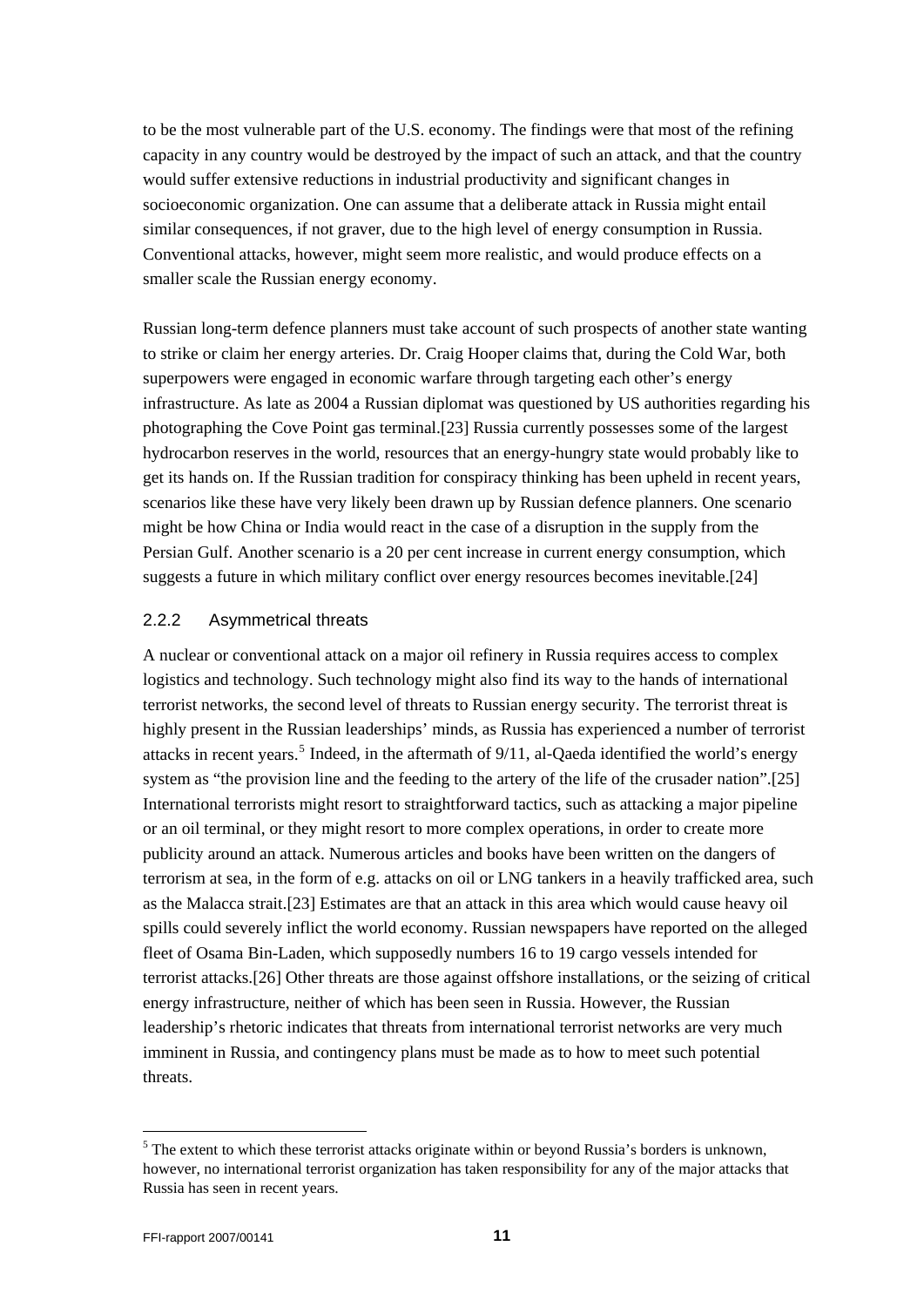to be the most vulnerable part of the U.S. economy. The findings were that most of the refining capacity in any country would be destroyed by the impact of such an attack, and that the country would suffer extensive reductions in industrial productivity and significant changes in socioeconomic organization. One can assume that a deliberate attack in Russia might entail similar consequences, if not graver, due to the high level of energy consumption in Russia. Conventional attacks, however, might seem more realistic, and would produce effects on a smaller scale the Russian energy economy.

Russian long-term defence planners must take account of such prospects of another state wanting to strike or claim her energy arteries. Dr. Craig Hooper claims that, during the Cold War, both superpowers were engaged in economic warfare through targeting each other's energy infrastructure. As late as 2004 a Russian diplomat was questioned by US authorities regarding his photographing the Cove Point gas terminal.[23] Russia currently possesses some of the largest hydrocarbon reserves in the world, resources that an energy-hungry state would probably like to get its hands on. If the Russian tradition for conspiracy thinking has been upheld in recent years, scenarios like these have very likely been drawn up by Russian defence planners. One scenario might be how China or India would react in the case of a disruption in the supply from the Persian Gulf. Another scenario is a 20 per cent increase in current energy consumption, which suggests a future in which military conflict over energy resources becomes inevitable.[24]

### 2.2.2 Asymmetrical threats

A nuclear or conventional attack on a major oil refinery in Russia requires access to complex logistics and technology. Such technology might also find its way to the hands of international terrorist networks, the second level of threats to Russian energy security. The terrorist threat is highly present in the Russian leaderships' minds, as Russia has experienced a number of terrorist attacks in recent years.[5] Indeed, in the aftermath of 9/11, al-Qaeda identified the world's energy system as "the provision line and the feeding to the artery of the life of the crusader nation".[25] International terrorists might resort to straightforward tactics, such as attacking a major pipeline or an oil terminal, or they might resort to more complex operations, in order to create more publicity around an attack. Numerous articles and books have been written on the dangers of terrorism at sea, in the form of e.g. attacks on oil or LNG tankers in a heavily trafficked area, such as the Malacca strait.[23] Estimates are that an attack in this area which would cause heavy oil spills could severely inflict the world economy. Russian newspapers have reported on the alleged fleet of Osama Bin-Laden, which supposedly numbers 16 to 19 cargo vessels intended for terrorist attacks.[26] Other threats are those against offshore installations, or the seizing of critical energy infrastructure, neither of which has been seen in Russia. However, the Russian leadership's rhetoric indicates that threats from international terrorist networks are very much imminent in Russia, and contingency plans must be made as to how to meet such potential threats.

---

[5] The extent to which these terrorist attacks originate within or beyond Russia's borders is unknown, however, no international terrorist organization has taken responsibility for any of the major attacks that Russia has seen in recent years.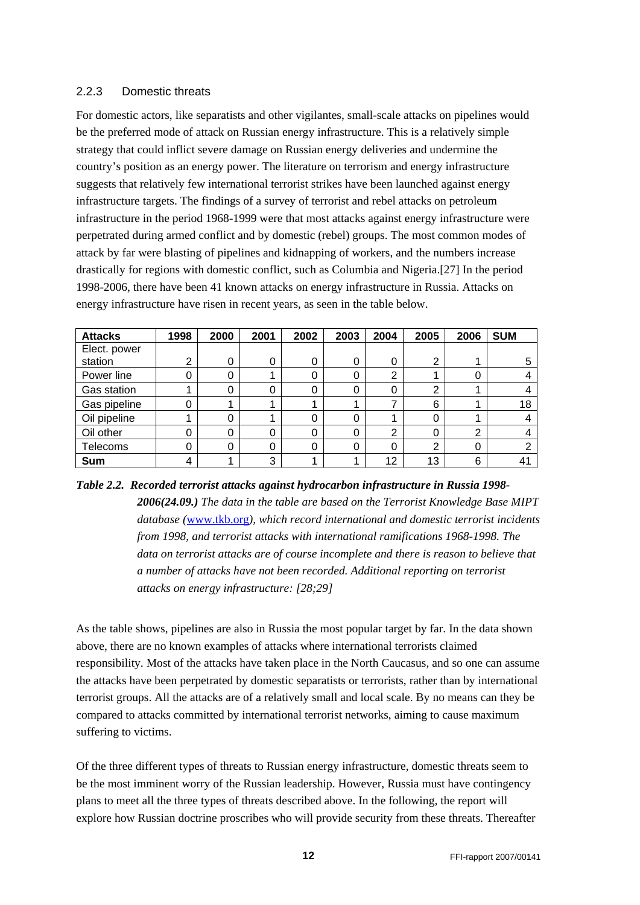### 2.2.3 Domestic threats

For domestic actors, like separatists and other vigilantes, small-scale attacks on pipelines would be the preferred mode of attack on Russian energy infrastructure. This is a relatively simple strategy that could inflict severe damage on Russian energy deliveries and undermine the country's position as an energy power. The literature on terrorism and energy infrastructure suggests that relatively few international terrorist strikes have been launched against energy infrastructure targets. The findings of a survey of terrorist and rebel attacks on petroleum infrastructure in the period 1968-1999 were that most attacks against energy infrastructure were perpetrated during armed conflict and by domestic (rebel) groups. The most common modes of attack by far were blasting of pipelines and kidnapping of workers, and the numbers increase drastically for regions with domestic conflict, such as Columbia and Nigeria.[27] In the period 1998-2006, there have been 41 known attacks on energy infrastructure in Russia. Attacks on energy infrastructure have risen in recent years, as seen in the table below.

| **Attacks** | **1998** | **2000** | **2001** | **2002** | **2003** | **2004** | **2005** | **2006** | **SUM** |
|---|---|---|---|---|---|---|---|---|---|
| Elect. power station | 2 | 0 | 0 | 0 | 0 | 0 | 2 | 1 | 5 |
| Power line | 0 | 0 | 1 | 0 | 0 | 2 | 1 | 0 | 4 |
| Gas station | 1 | 0 | 0 | 0 | 0 | 0 | 2 | 1 | 4 |
| Gas pipeline | 0 | 1 | 1 | 1 | 1 | 7 | 6 | 1 | 18 |
| Oil pipeline | 1 | 0 | 1 | 0 | 0 | 1 | 0 | 1 | 4 |
| Oil other | 0 | 0 | 0 | 0 | 0 | 2 | 0 | 2 | 4 |
| Telecoms | 0 | 0 | 0 | 0 | 0 | 0 | 2 | 0 | 2 |
| **Sum** | 4 | 1 | 3 | 1 | 1 | 12 | 13 | 6 | 41 |

***Table 2.2. Recorded terrorist attacks against hydrocarbon infrastructure in Russia 1998-2006(24.09.)*** *The data in the table are based on the Terrorist Knowledge Base MIPT database (www.tkb.org), which record international and domestic terrorist incidents from 1998, and terrorist attacks with international ramifications 1968-1998. The data on terrorist attacks are of course incomplete and there is reason to believe that a number of attacks have not been recorded. Additional reporting on terrorist attacks on energy infrastructure: [28;29]*

As the table shows, pipelines are also in Russia the most popular target by far. In the data shown above, there are no known examples of attacks where international terrorists claimed responsibility. Most of the attacks have taken place in the North Caucasus, and so one can assume the attacks have been perpetrated by domestic separatists or terrorists, rather than by international terrorist groups. All the attacks are of a relatively small and local scale. By no means can they be compared to attacks committed by international terrorist networks, aiming to cause maximum suffering to victims.

Of the three different types of threats to Russian energy infrastructure, domestic threats seem to be the most imminent worry of the Russian leadership. However, Russia must have contingency plans to meet all the three types of threats described above. In the following, the report will explore how Russian doctrine proscribes who will provide security from these threats. Thereafter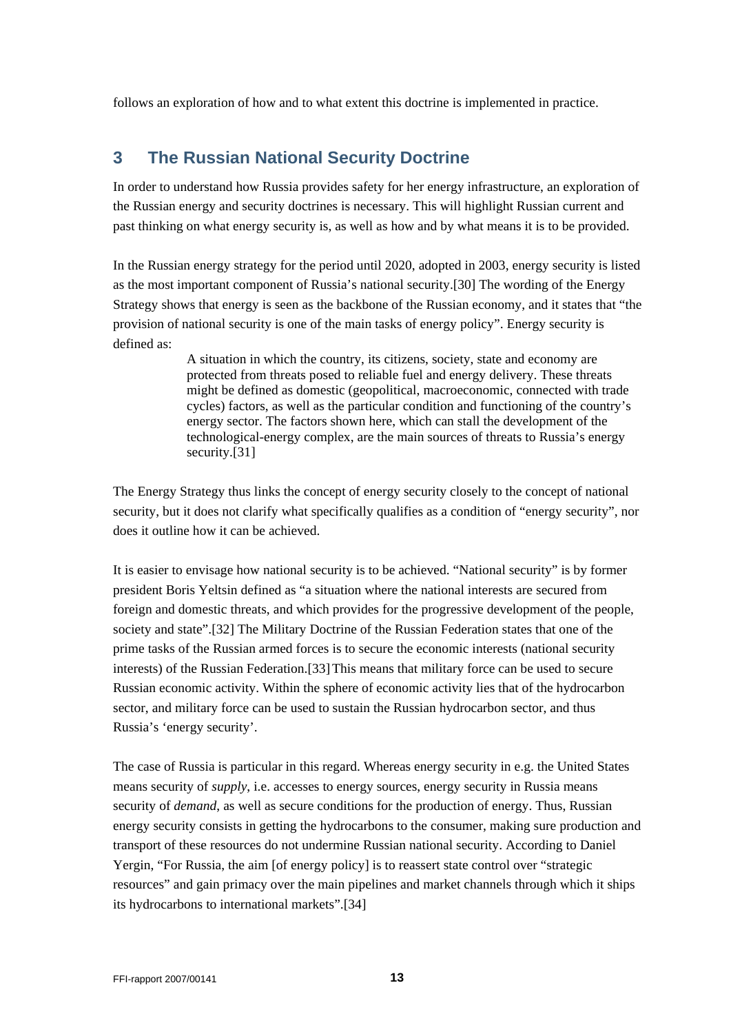follows an exploration of how and to what extent this doctrine is implemented in practice.

## 3 The Russian National Security Doctrine

In order to understand how Russia provides safety for her energy infrastructure, an exploration of the Russian energy and security doctrines is necessary. This will highlight Russian current and past thinking on what energy security is, as well as how and by what means it is to be provided.

In the Russian energy strategy for the period until 2020, adopted in 2003, energy security is listed as the most important component of Russia's national security.[30] The wording of the Energy Strategy shows that energy is seen as the backbone of the Russian economy, and it states that "the provision of national security is one of the main tasks of energy policy". Energy security is defined as:

> A situation in which the country, its citizens, society, state and economy are protected from threats posed to reliable fuel and energy delivery. These threats might be defined as domestic (geopolitical, macroeconomic, connected with trade cycles) factors, as well as the particular condition and functioning of the country's energy sector. The factors shown here, which can stall the development of the technological-energy complex, are the main sources of threats to Russia's energy security.[31]

The Energy Strategy thus links the concept of energy security closely to the concept of national security, but it does not clarify what specifically qualifies as a condition of "energy security", nor does it outline how it can be achieved.

It is easier to envisage how national security is to be achieved. "National security" is by former president Boris Yeltsin defined as "a situation where the national interests are secured from foreign and domestic threats, and which provides for the progressive development of the people, society and state".[32] The Military Doctrine of the Russian Federation states that one of the prime tasks of the Russian armed forces is to secure the economic interests (national security interests) of the Russian Federation.[33] This means that military force can be used to secure Russian economic activity. Within the sphere of economic activity lies that of the hydrocarbon sector, and military force can be used to sustain the Russian hydrocarbon sector, and thus Russia's 'energy security'.

The case of Russia is particular in this regard. Whereas energy security in e.g. the United States means security of *supply*, i.e. accesses to energy sources, energy security in Russia means security of *demand*, as well as secure conditions for the production of energy. Thus, Russian energy security consists in getting the hydrocarbons to the consumer, making sure production and transport of these resources do not undermine Russian national security. According to Daniel Yergin, "For Russia, the aim [of energy policy] is to reassert state control over "strategic resources" and gain primacy over the main pipelines and market channels through which it ships its hydrocarbons to international markets".[34]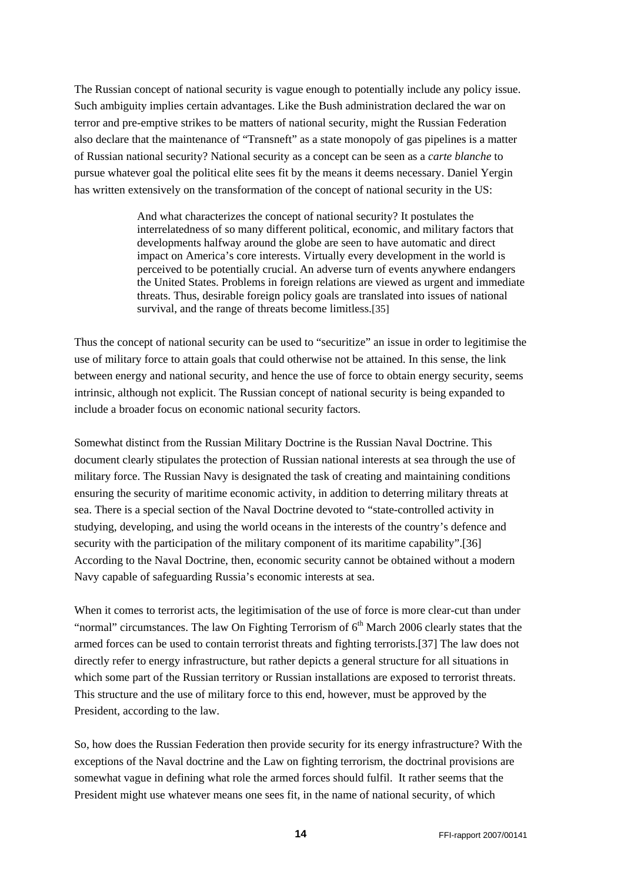The Russian concept of national security is vague enough to potentially include any policy issue. Such ambiguity implies certain advantages. Like the Bush administration declared the war on terror and pre-emptive strikes to be matters of national security, might the Russian Federation also declare that the maintenance of "Transneft" as a state monopoly of gas pipelines is a matter of Russian national security? National security as a concept can be seen as a *carte blanche* to pursue whatever goal the political elite sees fit by the means it deems necessary. Daniel Yergin has written extensively on the transformation of the concept of national security in the US:

> And what characterizes the concept of national security? It postulates the interrelatedness of so many different political, economic, and military factors that developments halfway around the globe are seen to have automatic and direct impact on America's core interests. Virtually every development in the world is perceived to be potentially crucial. An adverse turn of events anywhere endangers the United States. Problems in foreign relations are viewed as urgent and immediate threats. Thus, desirable foreign policy goals are translated into issues of national survival, and the range of threats become limitless.[35]

Thus the concept of national security can be used to "securitize" an issue in order to legitimise the use of military force to attain goals that could otherwise not be attained. In this sense, the link between energy and national security, and hence the use of force to obtain energy security, seems intrinsic, although not explicit. The Russian concept of national security is being expanded to include a broader focus on economic national security factors.

Somewhat distinct from the Russian Military Doctrine is the Russian Naval Doctrine. This document clearly stipulates the protection of Russian national interests at sea through the use of military force. The Russian Navy is designated the task of creating and maintaining conditions ensuring the security of maritime economic activity, in addition to deterring military threats at sea. There is a special section of the Naval Doctrine devoted to "state-controlled activity in studying, developing, and using the world oceans in the interests of the country's defence and security with the participation of the military component of its maritime capability".[36] According to the Naval Doctrine, then, economic security cannot be obtained without a modern Navy capable of safeguarding Russia's economic interests at sea.

When it comes to terrorist acts, the legitimisation of the use of force is more clear-cut than under "normal" circumstances. The law On Fighting Terrorism of 6th March 2006 clearly states that the armed forces can be used to contain terrorist threats and fighting terrorists.[37] The law does not directly refer to energy infrastructure, but rather depicts a general structure for all situations in which some part of the Russian territory or Russian installations are exposed to terrorist threats. This structure and the use of military force to this end, however, must be approved by the President, according to the law.

So, how does the Russian Federation then provide security for its energy infrastructure? With the exceptions of the Naval doctrine and the Law on fighting terrorism, the doctrinal provisions are somewhat vague in defining what role the armed forces should fulfil. It rather seems that the President might use whatever means one sees fit, in the name of national security, of which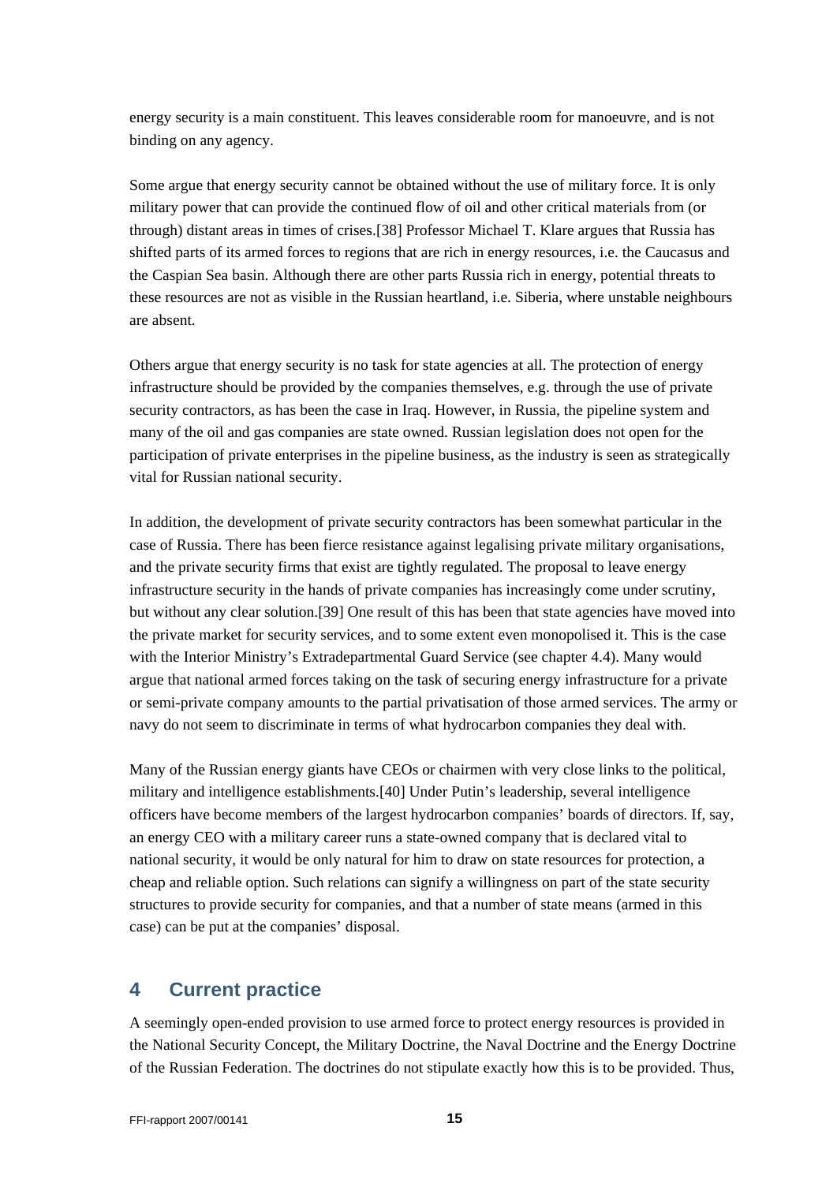energy security is a main constituent. This leaves considerable room for manoeuvre, and is not binding on any agency.

Some argue that energy security cannot be obtained without the use of military force. It is only military power that can provide the continued flow of oil and other critical materials from (or through) distant areas in times of crises.[38] Professor Michael T. Klare argues that Russia has shifted parts of its armed forces to regions that are rich in energy resources, i.e. the Caucasus and the Caspian Sea basin. Although there are other parts Russia rich in energy, potential threats to these resources are not as visible in the Russian heartland, i.e. Siberia, where unstable neighbours are absent.

Others argue that energy security is no task for state agencies at all. The protection of energy infrastructure should be provided by the companies themselves, e.g. through the use of private security contractors, as has been the case in Iraq. However, in Russia, the pipeline system and many of the oil and gas companies are state owned. Russian legislation does not open for the participation of private enterprises in the pipeline business, as the industry is seen as strategically vital for Russian national security.

In addition, the development of private security contractors has been somewhat particular in the case of Russia. There has been fierce resistance against legalising private military organisations, and the private security firms that exist are tightly regulated. The proposal to leave energy infrastructure security in the hands of private companies has increasingly come under scrutiny, but without any clear solution.[39] One result of this has been that state agencies have moved into the private market for security services, and to some extent even monopolised it. This is the case with the Interior Ministry's Extradepartmental Guard Service (see chapter 4.4). Many would argue that national armed forces taking on the task of securing energy infrastructure for a private or semi-private company amounts to the partial privatisation of those armed services. The army or navy do not seem to discriminate in terms of what hydrocarbon companies they deal with.

Many of the Russian energy giants have CEOs or chairmen with very close links to the political, military and intelligence establishments.[40] Under Putin's leadership, several intelligence officers have become members of the largest hydrocarbon companies' boards of directors. If, say, an energy CEO with a military career runs a state-owned company that is declared vital to national security, it would be only natural for him to draw on state resources for protection, a cheap and reliable option. Such relations can signify a willingness on part of the state security structures to provide security for companies, and that a number of state means (armed in this case) can be put at the companies' disposal.

# 4 Current practice

A seemingly open-ended provision to use armed force to protect energy resources is provided in the National Security Concept, the Military Doctrine, the Naval Doctrine and the Energy Doctrine of the Russian Federation. The doctrines do not stipulate exactly how this is to be provided. Thus,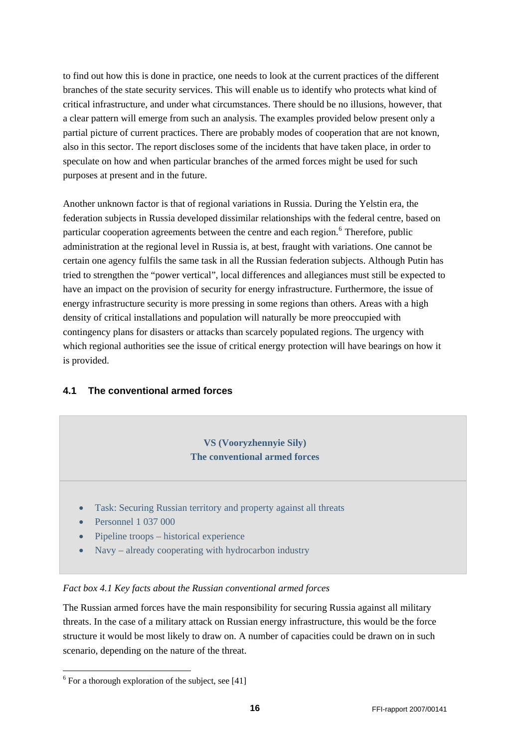to find out how this is done in practice, one needs to look at the current practices of the different branches of the state security services. This will enable us to identify who protects what kind of critical infrastructure, and under what circumstances. There should be no illusions, however, that a clear pattern will emerge from such an analysis. The examples provided below present only a partial picture of current practices. There are probably modes of cooperation that are not known, also in this sector. The report discloses some of the incidents that have taken place, in order to speculate on how and when particular branches of the armed forces might be used for such purposes at present and in the future.

Another unknown factor is that of regional variations in Russia. During the Yelstin era, the federation subjects in Russia developed dissimilar relationships with the federal centre, based on particular cooperation agreements between the centre and each region.[6] Therefore, public administration at the regional level in Russia is, at best, fraught with variations. One cannot be certain one agency fulfils the same task in all the Russian federation subjects. Although Putin has tried to strengthen the "power vertical", local differences and allegiances must still be expected to have an impact on the provision of security for energy infrastructure. Furthermore, the issue of energy infrastructure security is more pressing in some regions than others. Areas with a high density of critical installations and population will naturally be more preoccupied with contingency plans for disasters or attacks than scarcely populated regions. The urgency with which regional authorities see the issue of critical energy protection will have bearings on how it is provided.

### 4.1 The conventional armed forces

**VS (Vooryzhennyie Sily)**
**The conventional armed forces**

- Task: Securing Russian territory and property against all threats
- Personnel 1 037 000
- Pipeline troops – historical experience
- Navy – already cooperating with hydrocarbon industry

*Fact box 4.1 Key facts about the Russian conventional armed forces*

The Russian armed forces have the main responsibility for securing Russia against all military threats. In the case of a military attack on Russian energy infrastructure, this would be the force structure it would be most likely to draw on. A number of capacities could be drawn on in such scenario, depending on the nature of the threat.

[6] For a thorough exploration of the subject, see [41]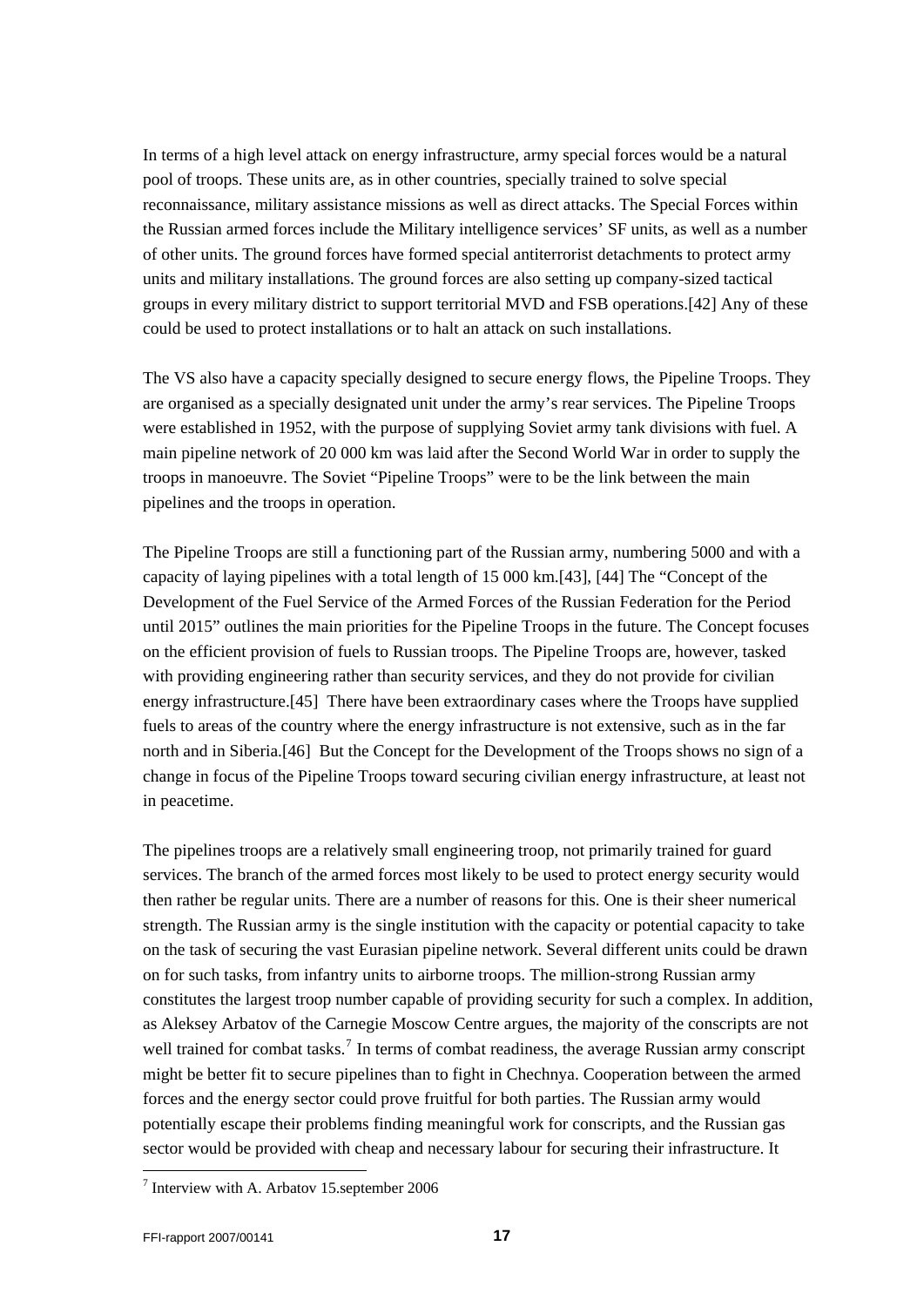In terms of a high level attack on energy infrastructure, army special forces would be a natural pool of troops. These units are, as in other countries, specially trained to solve special reconnaissance, military assistance missions as well as direct attacks. The Special Forces within the Russian armed forces include the Military intelligence services' SF units, as well as a number of other units. The ground forces have formed special antiterrorist detachments to protect army units and military installations. The ground forces are also setting up company-sized tactical groups in every military district to support territorial MVD and FSB operations.[42] Any of these could be used to protect installations or to halt an attack on such installations.

The VS also have a capacity specially designed to secure energy flows, the Pipeline Troops. They are organised as a specially designated unit under the army's rear services. The Pipeline Troops were established in 1952, with the purpose of supplying Soviet army tank divisions with fuel. A main pipeline network of 20 000 km was laid after the Second World War in order to supply the troops in manoeuvre. The Soviet "Pipeline Troops" were to be the link between the main pipelines and the troops in operation.

The Pipeline Troops are still a functioning part of the Russian army, numbering 5000 and with a capacity of laying pipelines with a total length of 15 000 km.[43], [44] The "Concept of the Development of the Fuel Service of the Armed Forces of the Russian Federation for the Period until 2015" outlines the main priorities for the Pipeline Troops in the future. The Concept focuses on the efficient provision of fuels to Russian troops. The Pipeline Troops are, however, tasked with providing engineering rather than security services, and they do not provide for civilian energy infrastructure.[45] There have been extraordinary cases where the Troops have supplied fuels to areas of the country where the energy infrastructure is not extensive, such as in the far north and in Siberia.[46] But the Concept for the Development of the Troops shows no sign of a change in focus of the Pipeline Troops toward securing civilian energy infrastructure, at least not in peacetime.

The pipelines troops are a relatively small engineering troop, not primarily trained for guard services. The branch of the armed forces most likely to be used to protect energy security would then rather be regular units. There are a number of reasons for this. One is their sheer numerical strength. The Russian army is the single institution with the capacity or potential capacity to take on the task of securing the vast Eurasian pipeline network. Several different units could be drawn on for such tasks, from infantry units to airborne troops. The million-strong Russian army constitutes the largest troop number capable of providing security for such a complex. In addition, as Aleksey Arbatov of the Carnegie Moscow Centre argues, the majority of the conscripts are not well trained for combat tasks.[7] In terms of combat readiness, the average Russian army conscript might be better fit to secure pipelines than to fight in Chechnya. Cooperation between the armed forces and the energy sector could prove fruitful for both parties. The Russian army would potentially escape their problems finding meaningful work for conscripts, and the Russian gas sector would be provided with cheap and necessary labour for securing their infrastructure. It

[7] Interview with A. Arbatov 15.september 2006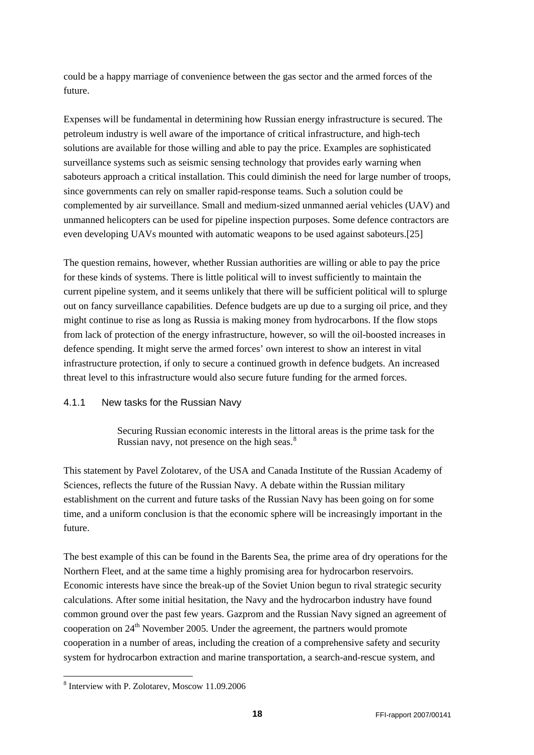could be a happy marriage of convenience between the gas sector and the armed forces of the future.

Expenses will be fundamental in determining how Russian energy infrastructure is secured. The petroleum industry is well aware of the importance of critical infrastructure, and high-tech solutions are available for those willing and able to pay the price. Examples are sophisticated surveillance systems such as seismic sensing technology that provides early warning when saboteurs approach a critical installation. This could diminish the need for large number of troops, since governments can rely on smaller rapid-response teams. Such a solution could be complemented by air surveillance. Small and medium-sized unmanned aerial vehicles (UAV) and unmanned helicopters can be used for pipeline inspection purposes. Some defence contractors are even developing UAVs mounted with automatic weapons to be used against saboteurs.[25]

The question remains, however, whether Russian authorities are willing or able to pay the price for these kinds of systems. There is little political will to invest sufficiently to maintain the current pipeline system, and it seems unlikely that there will be sufficient political will to splurge out on fancy surveillance capabilities. Defence budgets are up due to a surging oil price, and they might continue to rise as long as Russia is making money from hydrocarbons. If the flow stops from lack of protection of the energy infrastructure, however, so will the oil-boosted increases in defence spending. It might serve the armed forces' own interest to show an interest in vital infrastructure protection, if only to secure a continued growth in defence budgets. An increased threat level to this infrastructure would also secure future funding for the armed forces.

### 4.1.1 New tasks for the Russian Navy

> Securing Russian economic interests in the littoral areas is the prime task for the Russian navy, not presence on the high seas.[8]

This statement by Pavel Zolotarev, of the USA and Canada Institute of the Russian Academy of Sciences, reflects the future of the Russian Navy. A debate within the Russian military establishment on the current and future tasks of the Russian Navy has been going on for some time, and a uniform conclusion is that the economic sphere will be increasingly important in the future.

The best example of this can be found in the Barents Sea, the prime area of dry operations for the Northern Fleet, and at the same time a highly promising area for hydrocarbon reservoirs. Economic interests have since the break-up of the Soviet Union begun to rival strategic security calculations. After some initial hesitation, the Navy and the hydrocarbon industry have found common ground over the past few years. Gazprom and the Russian Navy signed an agreement of cooperation on 24th November 2005. Under the agreement, the partners would promote cooperation in a number of areas, including the creation of a comprehensive safety and security system for hydrocarbon extraction and marine transportation, a search-and-rescue system, and

---

[8] Interview with P. Zolotarev, Moscow 11.09.2006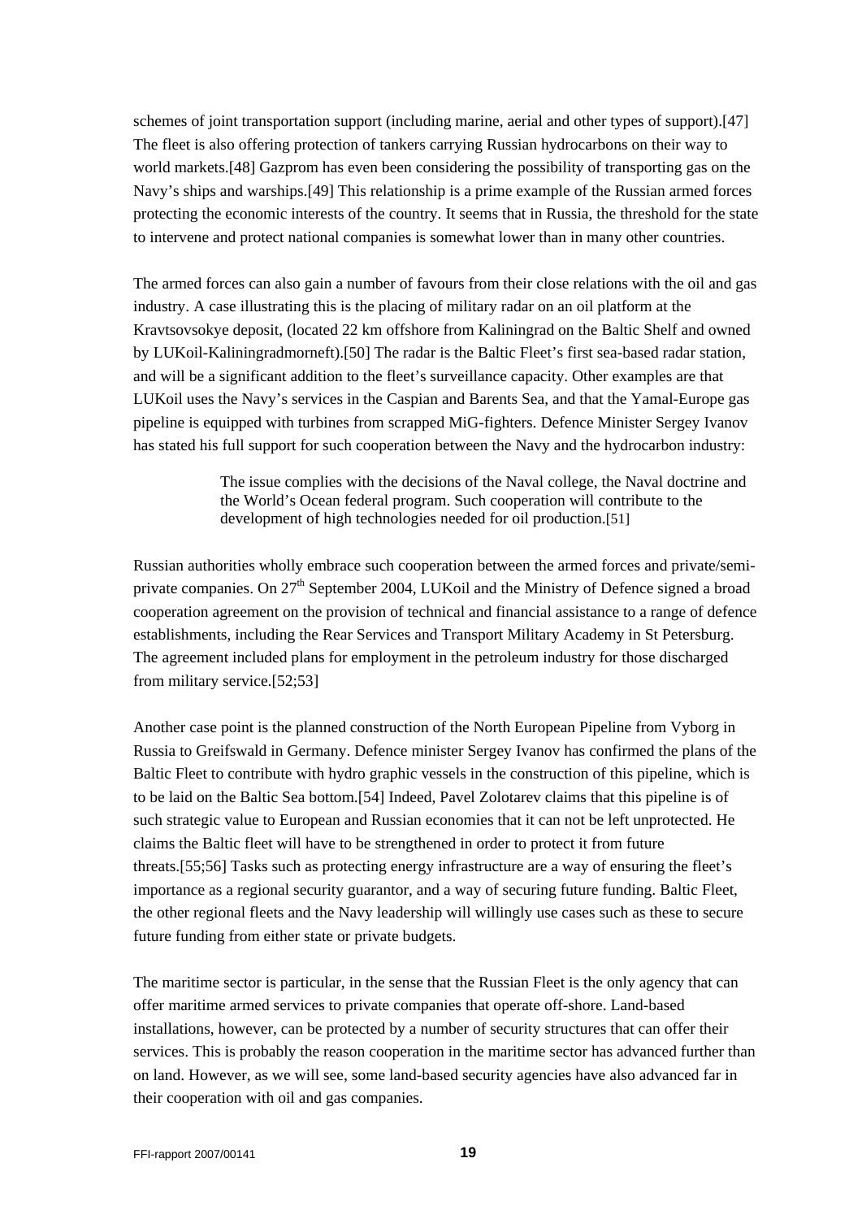schemes of joint transportation support (including marine, aerial and other types of support).[47] The fleet is also offering protection of tankers carrying Russian hydrocarbons on their way to world markets.[48] Gazprom has even been considering the possibility of transporting gas on the Navy's ships and warships.[49] This relationship is a prime example of the Russian armed forces protecting the economic interests of the country. It seems that in Russia, the threshold for the state to intervene and protect national companies is somewhat lower than in many other countries.

The armed forces can also gain a number of favours from their close relations with the oil and gas industry. A case illustrating this is the placing of military radar on an oil platform at the Kravtsovsokye deposit, (located 22 km offshore from Kaliningrad on the Baltic Shelf and owned by LUKoil-Kaliningradmorneft).[50] The radar is the Baltic Fleet's first sea-based radar station, and will be a significant addition to the fleet's surveillance capacity. Other examples are that LUKoil uses the Navy's services in the Caspian and Barents Sea, and that the Yamal-Europe gas pipeline is equipped with turbines from scrapped MiG-fighters. Defence Minister Sergey Ivanov has stated his full support for such cooperation between the Navy and the hydrocarbon industry:

> The issue complies with the decisions of the Naval college, the Naval doctrine and the World's Ocean federal program. Such cooperation will contribute to the development of high technologies needed for oil production.[51]

Russian authorities wholly embrace such cooperation between the armed forces and private/semi-private companies. On 27th September 2004, LUKoil and the Ministry of Defence signed a broad cooperation agreement on the provision of technical and financial assistance to a range of defence establishments, including the Rear Services and Transport Military Academy in St Petersburg. The agreement included plans for employment in the petroleum industry for those discharged from military service.[52;53]

Another case point is the planned construction of the North European Pipeline from Vyborg in Russia to Greifswald in Germany. Defence minister Sergey Ivanov has confirmed the plans of the Baltic Fleet to contribute with hydro graphic vessels in the construction of this pipeline, which is to be laid on the Baltic Sea bottom.[54] Indeed, Pavel Zolotarev claims that this pipeline is of such strategic value to European and Russian economies that it can not be left unprotected. He claims the Baltic fleet will have to be strengthened in order to protect it from future threats.[55;56] Tasks such as protecting energy infrastructure are a way of ensuring the fleet's importance as a regional security guarantor, and a way of securing future funding. Baltic Fleet, the other regional fleets and the Navy leadership will willingly use cases such as these to secure future funding from either state or private budgets.

The maritime sector is particular, in the sense that the Russian Fleet is the only agency that can offer maritime armed services to private companies that operate off-shore. Land-based installations, however, can be protected by a number of security structures that can offer their services. This is probably the reason cooperation in the maritime sector has advanced further than on land. However, as we will see, some land-based security agencies have also advanced far in their cooperation with oil and gas companies.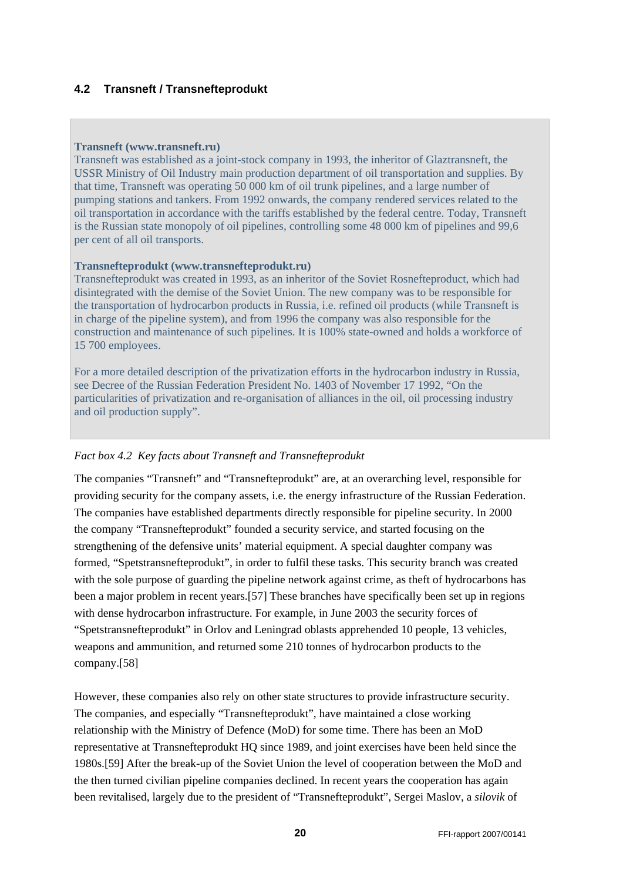### 4.2 Transneft / Transnefteprodukt

**Transneft (www.transneft.ru)**
Transneft was established as a joint-stock company in 1993, the inheritor of Glaztransneft, the USSR Ministry of Oil Industry main production department of oil transportation and supplies. By that time, Transneft was operating 50 000 km of oil trunk pipelines, and a large number of pumping stations and tankers. From 1992 onwards, the company rendered services related to the oil transportation in accordance with the tariffs established by the federal centre. Today, Transneft is the Russian state monopoly of oil pipelines, controlling some 48 000 km of pipelines and 99,6 per cent of all oil transports.

**Transnefteprodukt (www.transnefteprodukt.ru)**
Transnefteprodukt was created in 1993, as an inheritor of the Soviet Rosnefteproduct, which had disintegrated with the demise of the Soviet Union. The new company was to be responsible for the transportation of hydrocarbon products in Russia, i.e. refined oil products (while Transneft is in charge of the pipeline system), and from 1996 the company was also responsible for the construction and maintenance of such pipelines. It is 100% state-owned and holds a workforce of 15 700 employees.

For a more detailed description of the privatization efforts in the hydrocarbon industry in Russia, see Decree of the Russian Federation President No. 1403 of November 17 1992, "On the particularities of privatization and re-organisation of alliances in the oil, oil processing industry and oil production supply".

*Fact box 4.2 Key facts about Transneft and Transnefteprodukt*

The companies "Transneft" and "Transnefteprodukt" are, at an overarching level, responsible for providing security for the company assets, i.e. the energy infrastructure of the Russian Federation. The companies have established departments directly responsible for pipeline security. In 2000 the company "Transnefteprodukt" founded a security service, and started focusing on the strengthening of the defensive units' material equipment. A special daughter company was formed, "Spetstransnefteprodukt", in order to fulfil these tasks. This security branch was created with the sole purpose of guarding the pipeline network against crime, as theft of hydrocarbons has been a major problem in recent years.[57] These branches have specifically been set up in regions with dense hydrocarbon infrastructure. For example, in June 2003 the security forces of "Spetstransnefteprodukt" in Orlov and Leningrad oblasts apprehended 10 people, 13 vehicles, weapons and ammunition, and returned some 210 tonnes of hydrocarbon products to the company.[58]

However, these companies also rely on other state structures to provide infrastructure security. The companies, and especially "Transnefteprodukt", have maintained a close working relationship with the Ministry of Defence (MoD) for some time. There has been an MoD representative at Transnefteprodukt HQ since 1989, and joint exercises have been held since the 1980s.[59] After the break-up of the Soviet Union the level of cooperation between the MoD and the then turned civilian pipeline companies declined. In recent years the cooperation has again been revitalised, largely due to the president of "Transnefteprodukt", Sergei Maslov, a *silovik* of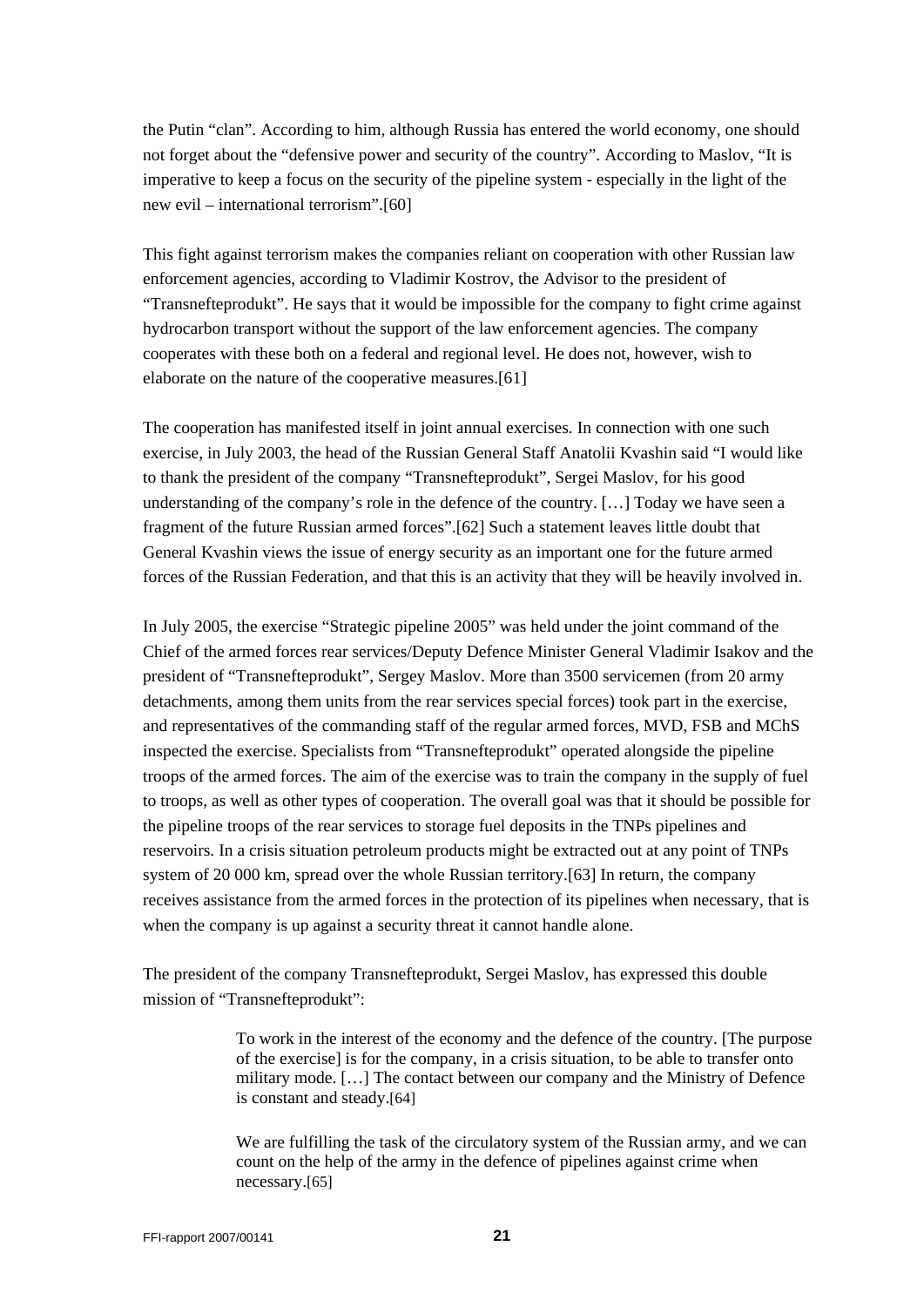the Putin "clan". According to him, although Russia has entered the world economy, one should not forget about the "defensive power and security of the country". According to Maslov, "It is imperative to keep a focus on the security of the pipeline system - especially in the light of the new evil – international terrorism".[60]

This fight against terrorism makes the companies reliant on cooperation with other Russian law enforcement agencies, according to Vladimir Kostrov, the Advisor to the president of "Transnefteprodukt". He says that it would be impossible for the company to fight crime against hydrocarbon transport without the support of the law enforcement agencies. The company cooperates with these both on a federal and regional level. He does not, however, wish to elaborate on the nature of the cooperative measures.[61]

The cooperation has manifested itself in joint annual exercises. In connection with one such exercise, in July 2003, the head of the Russian General Staff Anatolii Kvashin said "I would like to thank the president of the company "Transnefteprodukt", Sergei Maslov, for his good understanding of the company's role in the defence of the country. […] Today we have seen a fragment of the future Russian armed forces".[62] Such a statement leaves little doubt that General Kvashin views the issue of energy security as an important one for the future armed forces of the Russian Federation, and that this is an activity that they will be heavily involved in.

In July 2005, the exercise "Strategic pipeline 2005" was held under the joint command of the Chief of the armed forces rear services/Deputy Defence Minister General Vladimir Isakov and the president of "Transnefteprodukt", Sergey Maslov. More than 3500 servicemen (from 20 army detachments, among them units from the rear services special forces) took part in the exercise, and representatives of the commanding staff of the regular armed forces, MVD, FSB and MChS inspected the exercise. Specialists from "Transnefteprodukt" operated alongside the pipeline troops of the armed forces. The aim of the exercise was to train the company in the supply of fuel to troops, as well as other types of cooperation. The overall goal was that it should be possible for the pipeline troops of the rear services to storage fuel deposits in the TNPs pipelines and reservoirs. In a crisis situation petroleum products might be extracted out at any point of TNPs system of 20 000 km, spread over the whole Russian territory.[63] In return, the company receives assistance from the armed forces in the protection of its pipelines when necessary, that is when the company is up against a security threat it cannot handle alone.

The president of the company Transnefteprodukt, Sergei Maslov, has expressed this double mission of "Transnefteprodukt":

> To work in the interest of the economy and the defence of the country. [The purpose of the exercise] is for the company, in a crisis situation, to be able to transfer onto military mode. […] The contact between our company and the Ministry of Defence is constant and steady.[64]
>
> We are fulfilling the task of the circulatory system of the Russian army, and we can count on the help of the army in the defence of pipelines against crime when necessary.[65]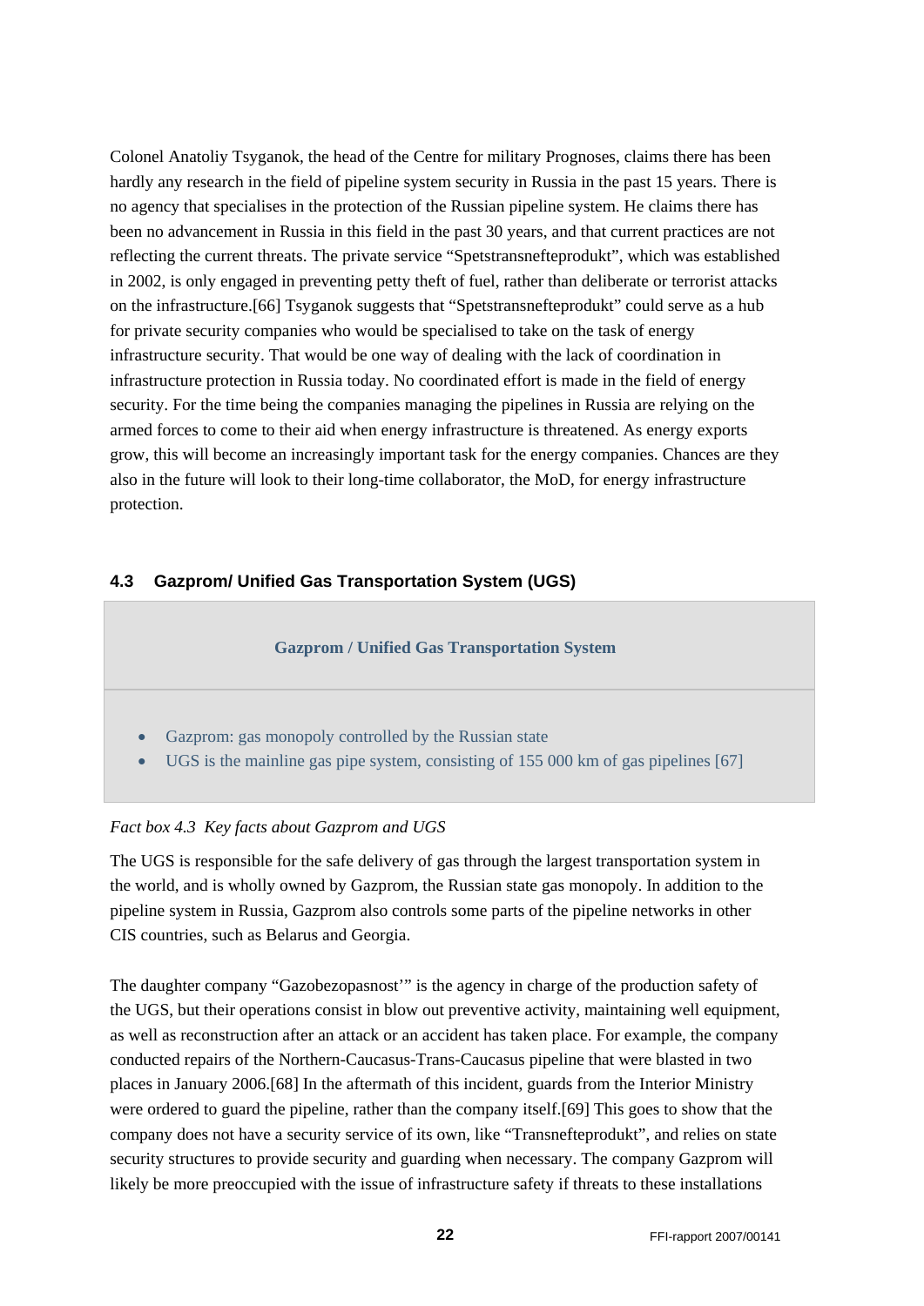Colonel Anatoliy Tsyganok, the head of the Centre for military Prognoses, claims there has been hardly any research in the field of pipeline system security in Russia in the past 15 years. There is no agency that specialises in the protection of the Russian pipeline system. He claims there has been no advancement in Russia in this field in the past 30 years, and that current practices are not reflecting the current threats. The private service "Spetstransnefteprodukt", which was established in 2002, is only engaged in preventing petty theft of fuel, rather than deliberate or terrorist attacks on the infrastructure.[66] Tsyganok suggests that "Spetstransnefteprodukt" could serve as a hub for private security companies who would be specialised to take on the task of energy infrastructure security. That would be one way of dealing with the lack of coordination in infrastructure protection in Russia today. No coordinated effort is made in the field of energy security. For the time being the companies managing the pipelines in Russia are relying on the armed forces to come to their aid when energy infrastructure is threatened. As energy exports grow, this will become an increasingly important task for the energy companies. Chances are they also in the future will look to their long-time collaborator, the MoD, for energy infrastructure protection.

### 4.3 Gazprom/ Unified Gas Transportation System (UGS)

**Gazprom / Unified Gas Transportation System**

- Gazprom: gas monopoly controlled by the Russian state
- UGS is the mainline gas pipe system, consisting of 155 000 km of gas pipelines [67]

*Fact box 4.3 Key facts about Gazprom and UGS*

The UGS is responsible for the safe delivery of gas through the largest transportation system in the world, and is wholly owned by Gazprom, the Russian state gas monopoly. In addition to the pipeline system in Russia, Gazprom also controls some parts of the pipeline networks in other CIS countries, such as Belarus and Georgia.

The daughter company "Gazobezopasnost'" is the agency in charge of the production safety of the UGS, but their operations consist in blow out preventive activity, maintaining well equipment, as well as reconstruction after an attack or an accident has taken place. For example, the company conducted repairs of the Northern-Caucasus-Trans-Caucasus pipeline that were blasted in two places in January 2006.[68] In the aftermath of this incident, guards from the Interior Ministry were ordered to guard the pipeline, rather than the company itself.[69] This goes to show that the company does not have a security service of its own, like "Transnefteprodukt", and relies on state security structures to provide security and guarding when necessary. The company Gazprom will likely be more preoccupied with the issue of infrastructure safety if threats to these installations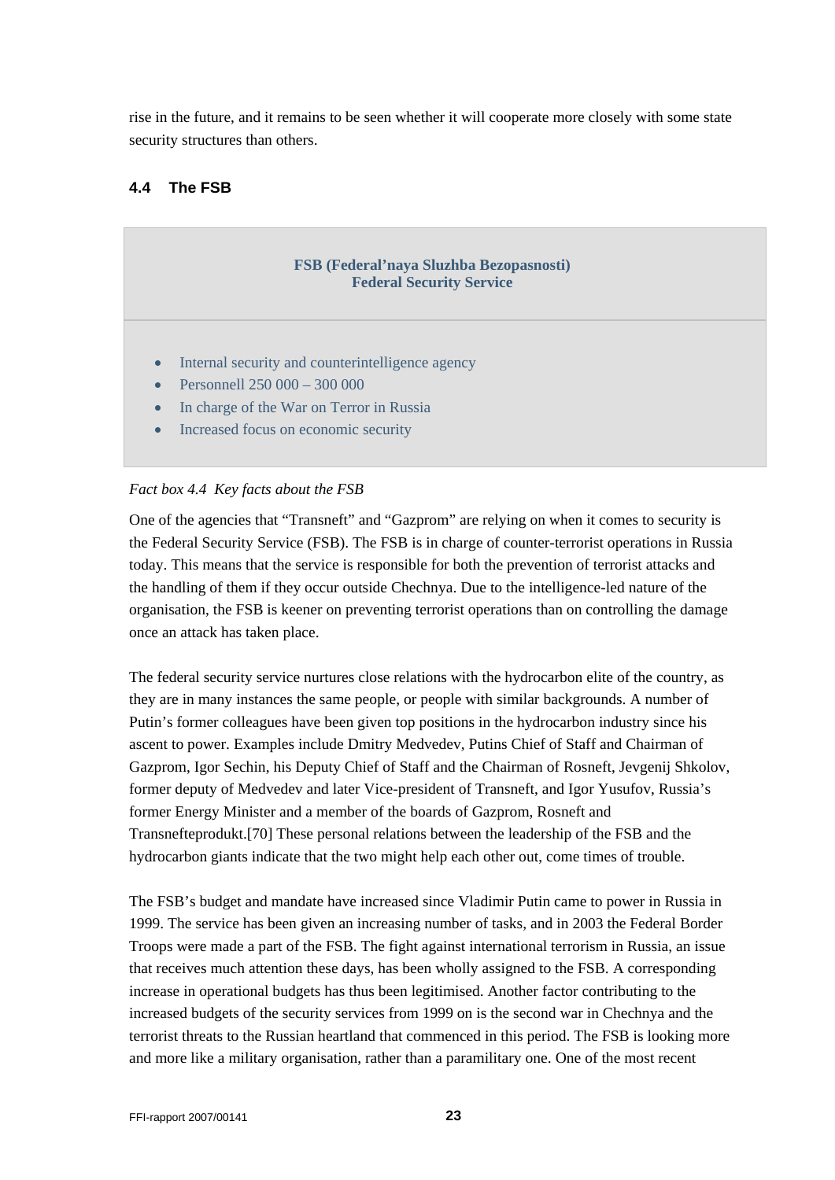rise in the future, and it remains to be seen whether it will cooperate more closely with some state security structures than others.

### 4.4 The FSB

> **FSB (Federal'naya Sluzhba Bezopasnosti)**
> **Federal Security Service**
>
> - Internal security and counterintelligence agency
> - Personnell 250 000 – 300 000
> - In charge of the War on Terror in Russia
> - Increased focus on economic security

*Fact box 4.4 Key facts about the FSB*

One of the agencies that "Transneft" and "Gazprom" are relying on when it comes to security is the Federal Security Service (FSB). The FSB is in charge of counter-terrorist operations in Russia today. This means that the service is responsible for both the prevention of terrorist attacks and the handling of them if they occur outside Chechnya. Due to the intelligence-led nature of the organisation, the FSB is keener on preventing terrorist operations than on controlling the damage once an attack has taken place.

The federal security service nurtures close relations with the hydrocarbon elite of the country, as they are in many instances the same people, or people with similar backgrounds. A number of Putin's former colleagues have been given top positions in the hydrocarbon industry since his ascent to power. Examples include Dmitry Medvedev, Putins Chief of Staff and Chairman of Gazprom, Igor Sechin, his Deputy Chief of Staff and the Chairman of Rosneft, Jevgenij Shkolov, former deputy of Medvedev and later Vice-president of Transneft, and Igor Yusufov, Russia's former Energy Minister and a member of the boards of Gazprom, Rosneft and Transnefteprodukt.[70] These personal relations between the leadership of the FSB and the hydrocarbon giants indicate that the two might help each other out, come times of trouble.

The FSB's budget and mandate have increased since Vladimir Putin came to power in Russia in 1999. The service has been given an increasing number of tasks, and in 2003 the Federal Border Troops were made a part of the FSB. The fight against international terrorism in Russia, an issue that receives much attention these days, has been wholly assigned to the FSB. A corresponding increase in operational budgets has thus been legitimised. Another factor contributing to the increased budgets of the security services from 1999 on is the second war in Chechnya and the terrorist threats to the Russian heartland that commenced in this period. The FSB is looking more and more like a military organisation, rather than a paramilitary one. One of the most recent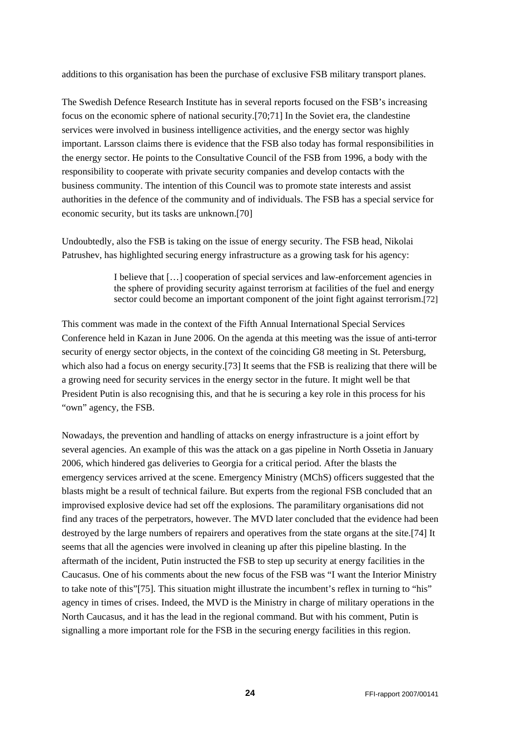additions to this organisation has been the purchase of exclusive FSB military transport planes.

The Swedish Defence Research Institute has in several reports focused on the FSB's increasing focus on the economic sphere of national security.[70;71] In the Soviet era, the clandestine services were involved in business intelligence activities, and the energy sector was highly important. Larsson claims there is evidence that the FSB also today has formal responsibilities in the energy sector. He points to the Consultative Council of the FSB from 1996, a body with the responsibility to cooperate with private security companies and develop contacts with the business community. The intention of this Council was to promote state interests and assist authorities in the defence of the community and of individuals. The FSB has a special service for economic security, but its tasks are unknown.[70]

Undoubtedly, also the FSB is taking on the issue of energy security. The FSB head, Nikolai Patrushev, has highlighted securing energy infrastructure as a growing task for his agency:

> I believe that […] cooperation of special services and law-enforcement agencies in the sphere of providing security against terrorism at facilities of the fuel and energy sector could become an important component of the joint fight against terrorism.[72]

This comment was made in the context of the Fifth Annual International Special Services Conference held in Kazan in June 2006. On the agenda at this meeting was the issue of anti-terror security of energy sector objects, in the context of the coinciding G8 meeting in St. Petersburg, which also had a focus on energy security.[73] It seems that the FSB is realizing that there will be a growing need for security services in the energy sector in the future. It might well be that President Putin is also recognising this, and that he is securing a key role in this process for his "own" agency, the FSB.

Nowadays, the prevention and handling of attacks on energy infrastructure is a joint effort by several agencies. An example of this was the attack on a gas pipeline in North Ossetia in January 2006, which hindered gas deliveries to Georgia for a critical period. After the blasts the emergency services arrived at the scene. Emergency Ministry (MChS) officers suggested that the blasts might be a result of technical failure. But experts from the regional FSB concluded that an improvised explosive device had set off the explosions. The paramilitary organisations did not find any traces of the perpetrators, however. The MVD later concluded that the evidence had been destroyed by the large numbers of repairers and operatives from the state organs at the site.[74] It seems that all the agencies were involved in cleaning up after this pipeline blasting. In the aftermath of the incident, Putin instructed the FSB to step up security at energy facilities in the Caucasus. One of his comments about the new focus of the FSB was "I want the Interior Ministry to take note of this"[75]. This situation might illustrate the incumbent's reflex in turning to "his" agency in times of crises. Indeed, the MVD is the Ministry in charge of military operations in the North Caucasus, and it has the lead in the regional command. But with his comment, Putin is signalling a more important role for the FSB in the securing energy facilities in this region.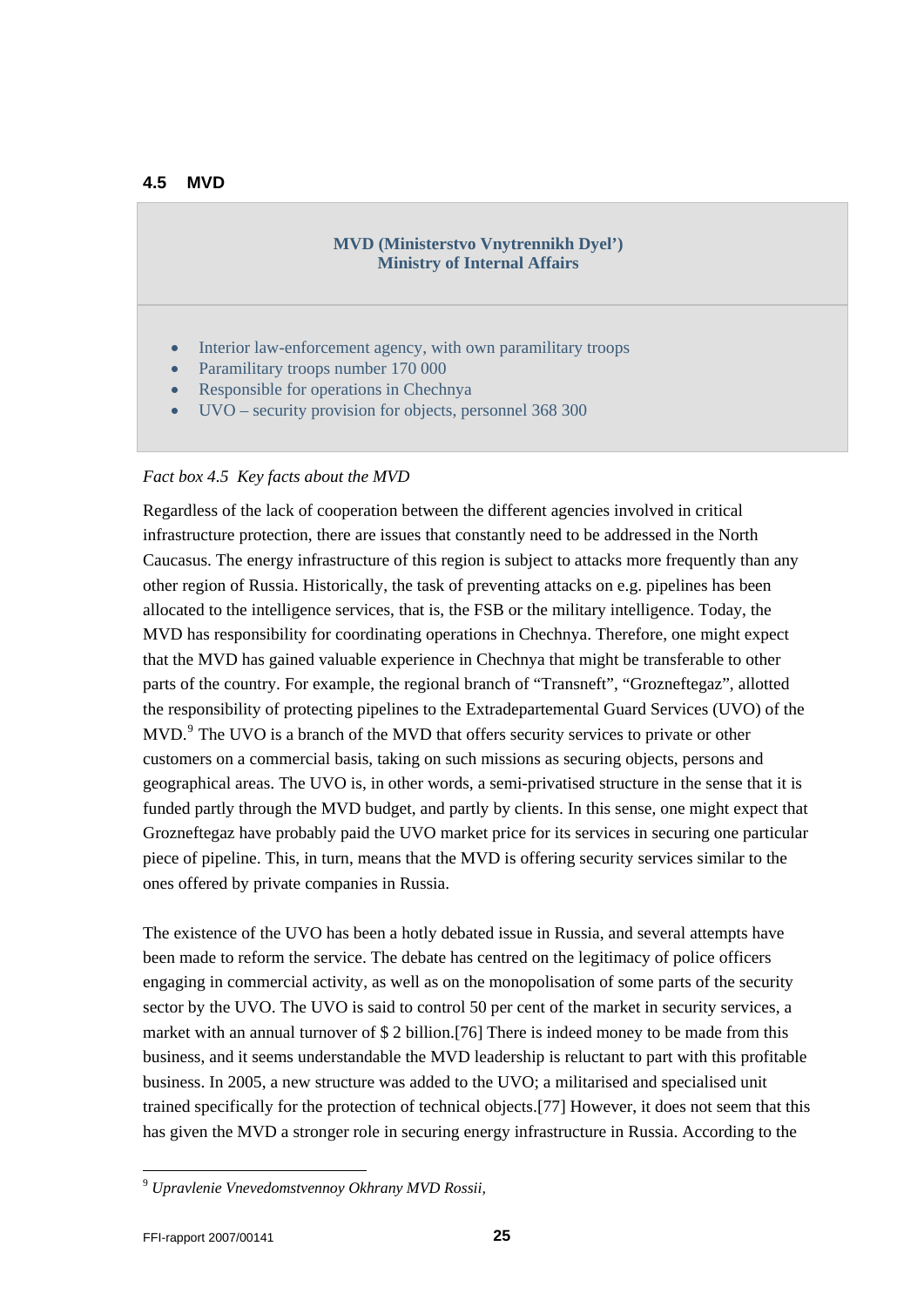### 4.5 MVD

**MVD (Ministerstvo Vnytrennikh Dyel')**
**Ministry of Internal Affairs**

- Interior law-enforcement agency, with own paramilitary troops
- Paramilitary troops number 170 000
- Responsible for operations in Chechnya
- UVO – security provision for objects, personnel 368 300

*Fact box 4.5 Key facts about the MVD*

Regardless of the lack of cooperation between the different agencies involved in critical infrastructure protection, there are issues that constantly need to be addressed in the North Caucasus. The energy infrastructure of this region is subject to attacks more frequently than any other region of Russia. Historically, the task of preventing attacks on e.g. pipelines has been allocated to the intelligence services, that is, the FSB or the military intelligence. Today, the MVD has responsibility for coordinating operations in Chechnya. Therefore, one might expect that the MVD has gained valuable experience in Chechnya that might be transferable to other parts of the country. For example, the regional branch of "Transneft", "Grozneftegaz", allotted the responsibility of protecting pipelines to the Extradepartemental Guard Services (UVO) of the MVD.[9] The UVO is a branch of the MVD that offers security services to private or other customers on a commercial basis, taking on such missions as securing objects, persons and geographical areas. The UVO is, in other words, a semi-privatised structure in the sense that it is funded partly through the MVD budget, and partly by clients. In this sense, one might expect that Grozneftegaz have probably paid the UVO market price for its services in securing one particular piece of pipeline. This, in turn, means that the MVD is offering security services similar to the ones offered by private companies in Russia.

The existence of the UVO has been a hotly debated issue in Russia, and several attempts have been made to reform the service. The debate has centred on the legitimacy of police officers engaging in commercial activity, as well as on the monopolisation of some parts of the security sector by the UVO. The UVO is said to control 50 per cent of the market in security services, a market with an annual turnover of $ 2 billion.[76] There is indeed money to be made from this business, and it seems understandable the MVD leadership is reluctant to part with this profitable business. In 2005, a new structure was added to the UVO; a militarised and specialised unit trained specifically for the protection of technical objects.[77] However, it does not seem that this has given the MVD a stronger role in securing energy infrastructure in Russia. According to the

[9] *Upravlenie Vnevedomstvennoy Okhrany MVD Rossii,*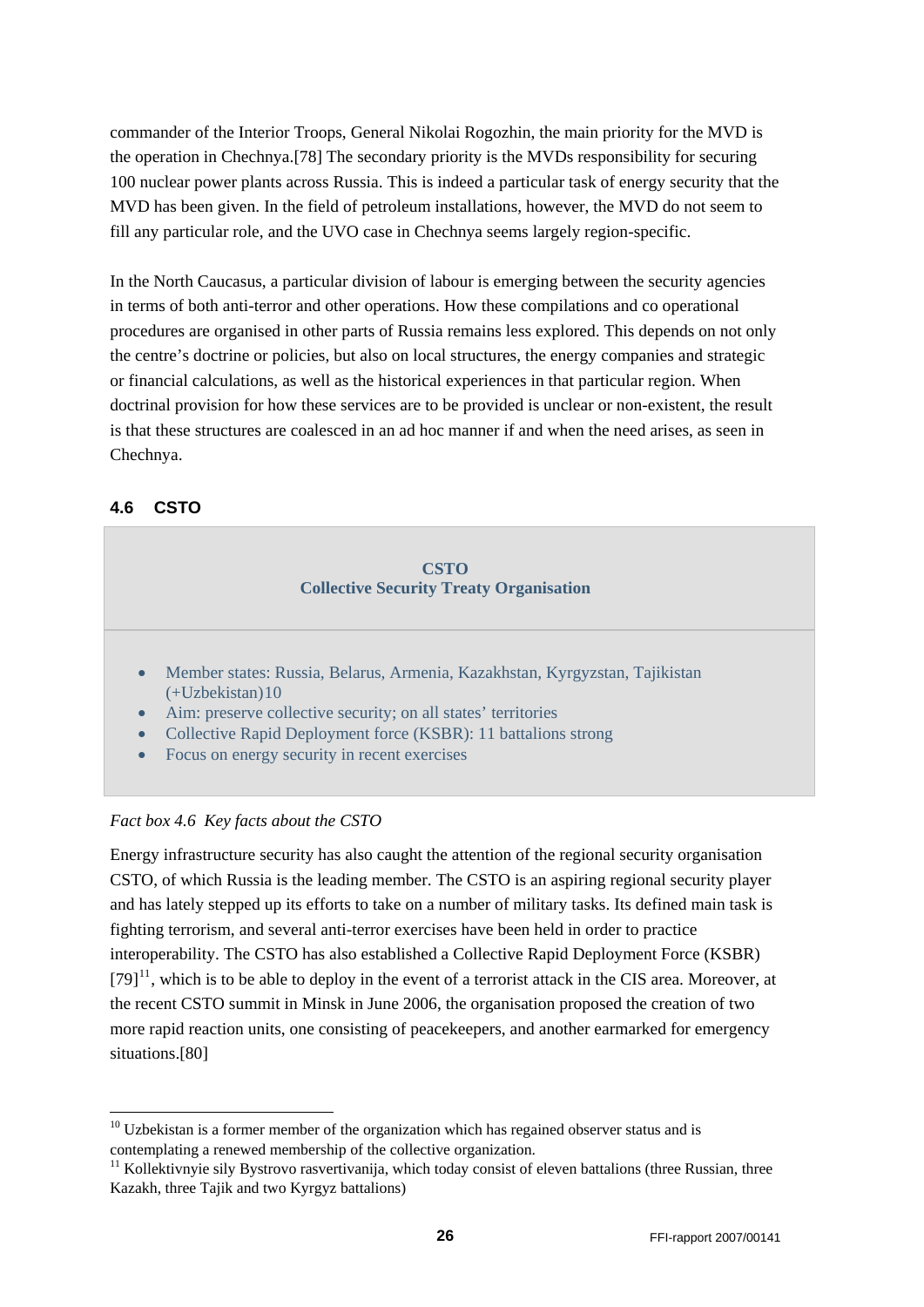commander of the Interior Troops, General Nikolai Rogozhin, the main priority for the MVD is the operation in Chechnya.[78] The secondary priority is the MVDs responsibility for securing 100 nuclear power plants across Russia. This is indeed a particular task of energy security that the MVD has been given. In the field of petroleum installations, however, the MVD do not seem to fill any particular role, and the UVO case in Chechnya seems largely region-specific.

In the North Caucasus, a particular division of labour is emerging between the security agencies in terms of both anti-terror and other operations. How these compilations and co operational procedures are organised in other parts of Russia remains less explored. This depends on not only the centre's doctrine or policies, but also on local structures, the energy companies and strategic or financial calculations, as well as the historical experiences in that particular region. When doctrinal provision for how these services are to be provided is unclear or non-existent, the result is that these structures are coalesced in an ad hoc manner if and when the need arises, as seen in Chechnya.

### 4.6 CSTO

**CSTO**
**Collective Security Treaty Organisation**

- Member states: Russia, Belarus, Armenia, Kazakhstan, Kyrgyzstan, Tajikistan (+Uzbekistan)10
- Aim: preserve collective security; on all states' territories
- Collective Rapid Deployment force (KSBR): 11 battalions strong
- Focus on energy security in recent exercises

*Fact box 4.6 Key facts about the CSTO*

Energy infrastructure security has also caught the attention of the regional security organisation CSTO, of which Russia is the leading member. The CSTO is an aspiring regional security player and has lately stepped up its efforts to take on a number of military tasks. Its defined main task is fighting terrorism, and several anti-terror exercises have been held in order to practice interoperability. The CSTO has also established a Collective Rapid Deployment Force (KSBR) [79][11], which is to be able to deploy in the event of a terrorist attack in the CIS area. Moreover, at the recent CSTO summit in Minsk in June 2006, the organisation proposed the creation of two more rapid reaction units, one consisting of peacekeepers, and another earmarked for emergency situations.[80]

---

[10] Uzbekistan is a former member of the organization which has regained observer status and is contemplating a renewed membership of the collective organization.

[11] Kollektivnyie sily Bystrovo rasvertivanija, which today consist of eleven battalions (three Russian, three Kazakh, three Tajik and two Kyrgyz battalions)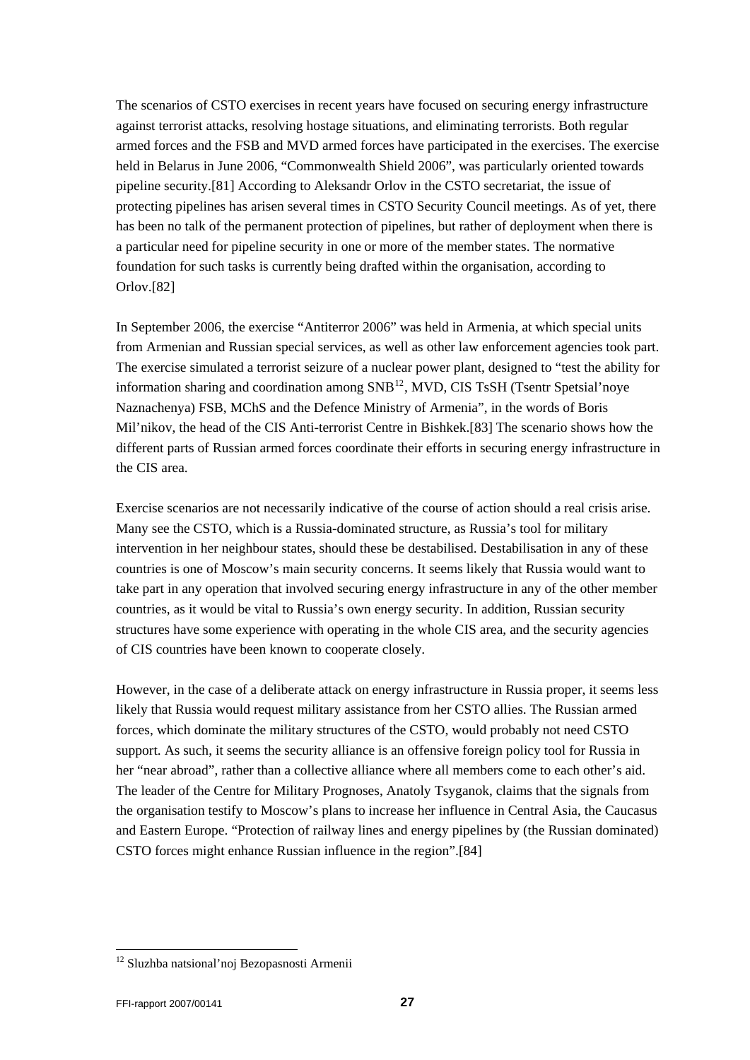The scenarios of CSTO exercises in recent years have focused on securing energy infrastructure against terrorist attacks, resolving hostage situations, and eliminating terrorists. Both regular armed forces and the FSB and MVD armed forces have participated in the exercises. The exercise held in Belarus in June 2006, "Commonwealth Shield 2006", was particularly oriented towards pipeline security.[81] According to Aleksandr Orlov in the CSTO secretariat, the issue of protecting pipelines has arisen several times in CSTO Security Council meetings. As of yet, there has been no talk of the permanent protection of pipelines, but rather of deployment when there is a particular need for pipeline security in one or more of the member states. The normative foundation for such tasks is currently being drafted within the organisation, according to Orlov.[82]

In September 2006, the exercise "Antiterror 2006" was held in Armenia, at which special units from Armenian and Russian special services, as well as other law enforcement agencies took part. The exercise simulated a terrorist seizure of a nuclear power plant, designed to "test the ability for information sharing and coordination among SNB[12], MVD, CIS TsSH (Tsentr Spetsial'noye Naznachenya) FSB, MChS and the Defence Ministry of Armenia", in the words of Boris Mil'nikov, the head of the CIS Anti-terrorist Centre in Bishkek.[83] The scenario shows how the different parts of Russian armed forces coordinate their efforts in securing energy infrastructure in the CIS area.

Exercise scenarios are not necessarily indicative of the course of action should a real crisis arise. Many see the CSTO, which is a Russia-dominated structure, as Russia's tool for military intervention in her neighbour states, should these be destabilised. Destabilisation in any of these countries is one of Moscow's main security concerns. It seems likely that Russia would want to take part in any operation that involved securing energy infrastructure in any of the other member countries, as it would be vital to Russia's own energy security. In addition, Russian security structures have some experience with operating in the whole CIS area, and the security agencies of CIS countries have been known to cooperate closely.

However, in the case of a deliberate attack on energy infrastructure in Russia proper, it seems less likely that Russia would request military assistance from her CSTO allies. The Russian armed forces, which dominate the military structures of the CSTO, would probably not need CSTO support. As such, it seems the security alliance is an offensive foreign policy tool for Russia in her "near abroad", rather than a collective alliance where all members come to each other's aid. The leader of the Centre for Military Prognoses, Anatoly Tsyganok, claims that the signals from the organisation testify to Moscow's plans to increase her influence in Central Asia, the Caucasus and Eastern Europe. "Protection of railway lines and energy pipelines by (the Russian dominated) CSTO forces might enhance Russian influence in the region".[84]

[12] Sluzhba natsional'noj Bezopasnosti Armenii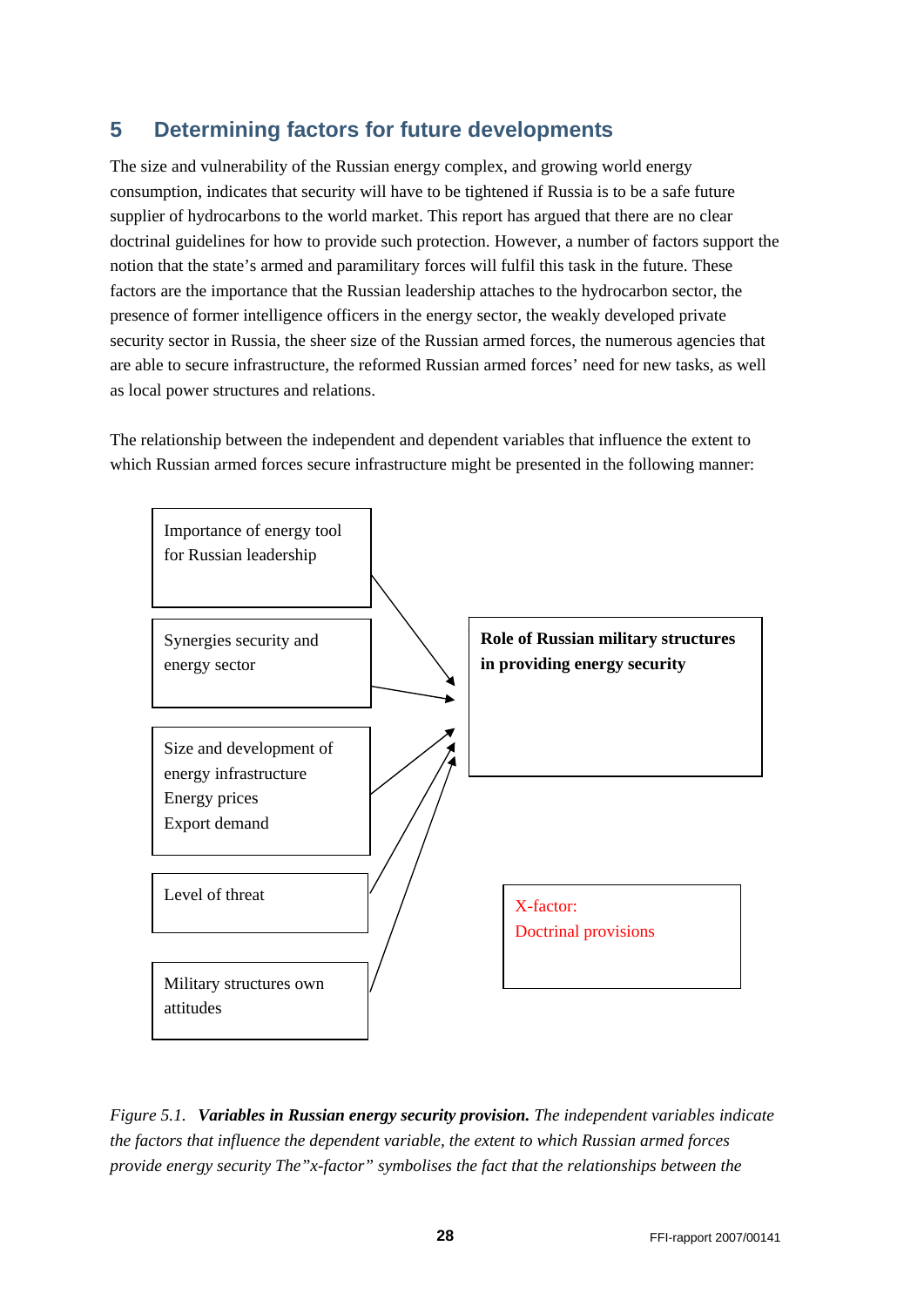## 5 Determining factors for future developments

The size and vulnerability of the Russian energy complex, and growing world energy consumption, indicates that security will have to be tightened if Russia is to be a safe future supplier of hydrocarbons to the world market. This report has argued that there are no clear doctrinal guidelines for how to provide such protection. However, a number of factors support the notion that the state's armed and paramilitary forces will fulfil this task in the future. These factors are the importance that the Russian leadership attaches to the hydrocarbon sector, the presence of former intelligence officers in the energy sector, the weakly developed private security sector in Russia, the sheer size of the Russian armed forces, the numerous agencies that are able to secure infrastructure, the reformed Russian armed forces' need for new tasks, as well as local power structures and relations.

The relationship between the independent and dependent variables that influence the extent to which Russian armed forces secure infrastructure might be presented in the following manner:

Importance of energy tool for Russian leadership

Synergies security and energy sector

Size and development of energy infrastructure
Energy prices
Export demand

Level of threat

Military structures own attitudes

**Role of Russian military structures in providing energy security**

X-factor:
Doctrinal provisions

*Figure 5.1.* ***Variables in Russian energy security provision.*** *The independent variables indicate the factors that influence the dependent variable, the extent to which Russian armed forces provide energy security The"x-factor" symbolises the fact that the relationships between the*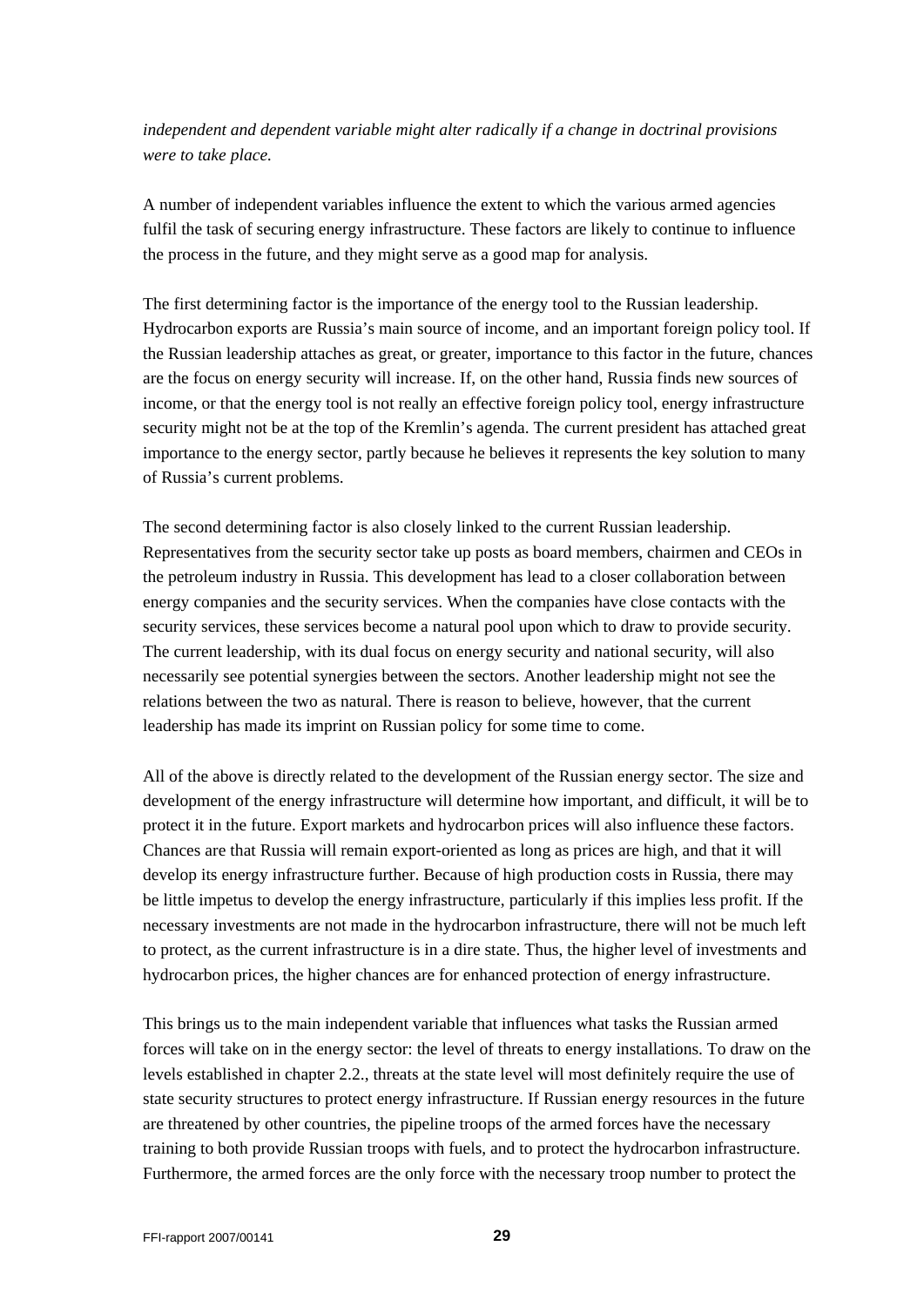*independent and dependent variable might alter radically if a change in doctrinal provisions were to take place.*

A number of independent variables influence the extent to which the various armed agencies fulfil the task of securing energy infrastructure. These factors are likely to continue to influence the process in the future, and they might serve as a good map for analysis.

The first determining factor is the importance of the energy tool to the Russian leadership. Hydrocarbon exports are Russia's main source of income, and an important foreign policy tool. If the Russian leadership attaches as great, or greater, importance to this factor in the future, chances are the focus on energy security will increase. If, on the other hand, Russia finds new sources of income, or that the energy tool is not really an effective foreign policy tool, energy infrastructure security might not be at the top of the Kremlin's agenda. The current president has attached great importance to the energy sector, partly because he believes it represents the key solution to many of Russia's current problems.

The second determining factor is also closely linked to the current Russian leadership. Representatives from the security sector take up posts as board members, chairmen and CEOs in the petroleum industry in Russia. This development has lead to a closer collaboration between energy companies and the security services. When the companies have close contacts with the security services, these services become a natural pool upon which to draw to provide security. The current leadership, with its dual focus on energy security and national security, will also necessarily see potential synergies between the sectors. Another leadership might not see the relations between the two as natural. There is reason to believe, however, that the current leadership has made its imprint on Russian policy for some time to come.

All of the above is directly related to the development of the Russian energy sector. The size and development of the energy infrastructure will determine how important, and difficult, it will be to protect it in the future. Export markets and hydrocarbon prices will also influence these factors. Chances are that Russia will remain export-oriented as long as prices are high, and that it will develop its energy infrastructure further. Because of high production costs in Russia, there may be little impetus to develop the energy infrastructure, particularly if this implies less profit. If the necessary investments are not made in the hydrocarbon infrastructure, there will not be much left to protect, as the current infrastructure is in a dire state. Thus, the higher level of investments and hydrocarbon prices, the higher chances are for enhanced protection of energy infrastructure.

This brings us to the main independent variable that influences what tasks the Russian armed forces will take on in the energy sector: the level of threats to energy installations. To draw on the levels established in chapter 2.2., threats at the state level will most definitely require the use of state security structures to protect energy infrastructure. If Russian energy resources in the future are threatened by other countries, the pipeline troops of the armed forces have the necessary training to both provide Russian troops with fuels, and to protect the hydrocarbon infrastructure. Furthermore, the armed forces are the only force with the necessary troop number to protect the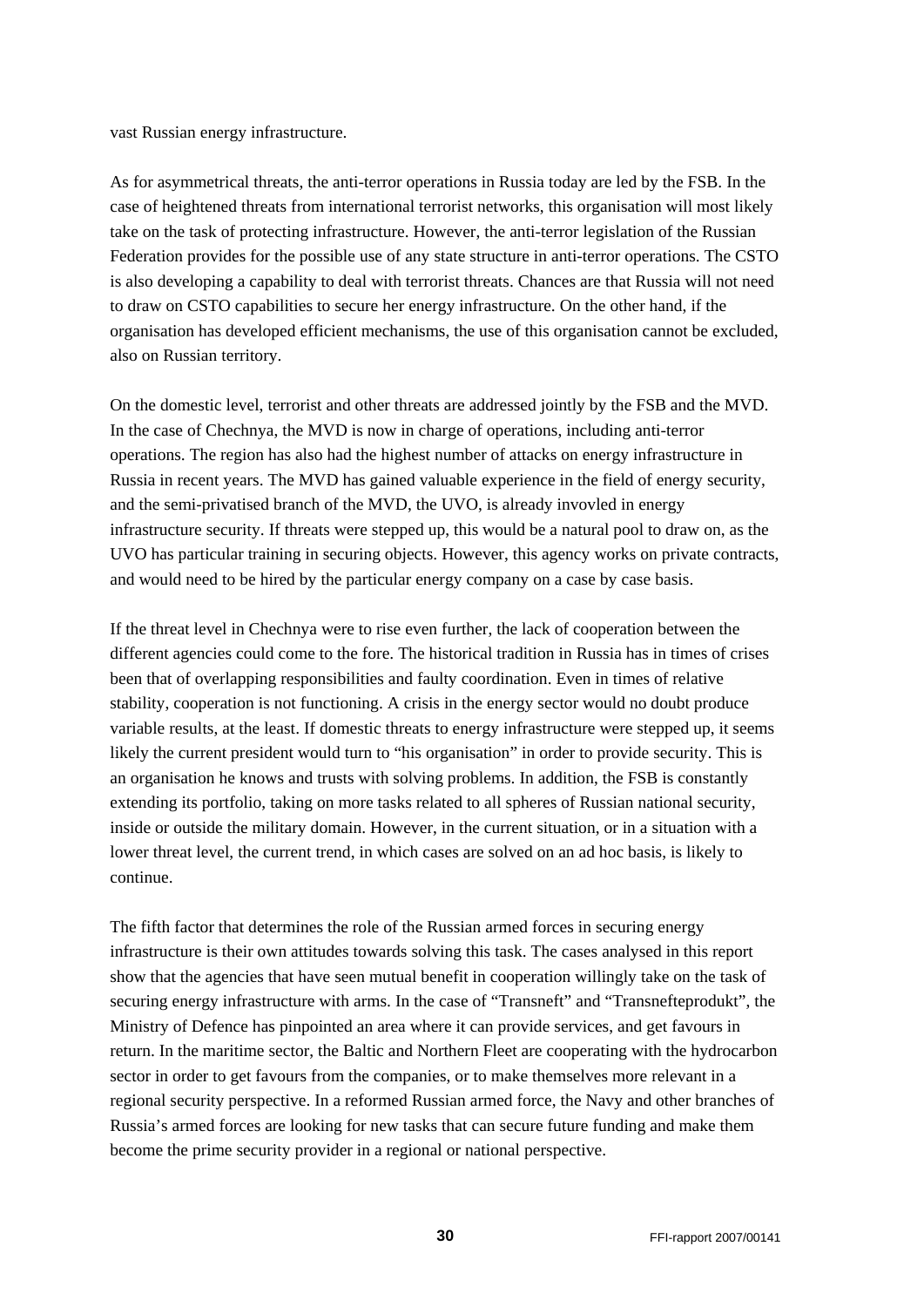vast Russian energy infrastructure.

As for asymmetrical threats, the anti-terror operations in Russia today are led by the FSB. In the case of heightened threats from international terrorist networks, this organisation will most likely take on the task of protecting infrastructure. However, the anti-terror legislation of the Russian Federation provides for the possible use of any state structure in anti-terror operations. The CSTO is also developing a capability to deal with terrorist threats. Chances are that Russia will not need to draw on CSTO capabilities to secure her energy infrastructure. On the other hand, if the organisation has developed efficient mechanisms, the use of this organisation cannot be excluded, also on Russian territory.

On the domestic level, terrorist and other threats are addressed jointly by the FSB and the MVD. In the case of Chechnya, the MVD is now in charge of operations, including anti-terror operations. The region has also had the highest number of attacks on energy infrastructure in Russia in recent years. The MVD has gained valuable experience in the field of energy security, and the semi-privatised branch of the MVD, the UVO, is already invovled in energy infrastructure security. If threats were stepped up, this would be a natural pool to draw on, as the UVO has particular training in securing objects. However, this agency works on private contracts, and would need to be hired by the particular energy company on a case by case basis.

If the threat level in Chechnya were to rise even further, the lack of cooperation between the different agencies could come to the fore. The historical tradition in Russia has in times of crises been that of overlapping responsibilities and faulty coordination. Even in times of relative stability, cooperation is not functioning. A crisis in the energy sector would no doubt produce variable results, at the least. If domestic threats to energy infrastructure were stepped up, it seems likely the current president would turn to "his organisation" in order to provide security. This is an organisation he knows and trusts with solving problems. In addition, the FSB is constantly extending its portfolio, taking on more tasks related to all spheres of Russian national security, inside or outside the military domain. However, in the current situation, or in a situation with a lower threat level, the current trend, in which cases are solved on an ad hoc basis, is likely to continue.

The fifth factor that determines the role of the Russian armed forces in securing energy infrastructure is their own attitudes towards solving this task. The cases analysed in this report show that the agencies that have seen mutual benefit in cooperation willingly take on the task of securing energy infrastructure with arms. In the case of "Transneft" and "Transnefteprodukt", the Ministry of Defence has pinpointed an area where it can provide services, and get favours in return. In the maritime sector, the Baltic and Northern Fleet are cooperating with the hydrocarbon sector in order to get favours from the companies, or to make themselves more relevant in a regional security perspective. In a reformed Russian armed force, the Navy and other branches of Russia's armed forces are looking for new tasks that can secure future funding and make them become the prime security provider in a regional or national perspective.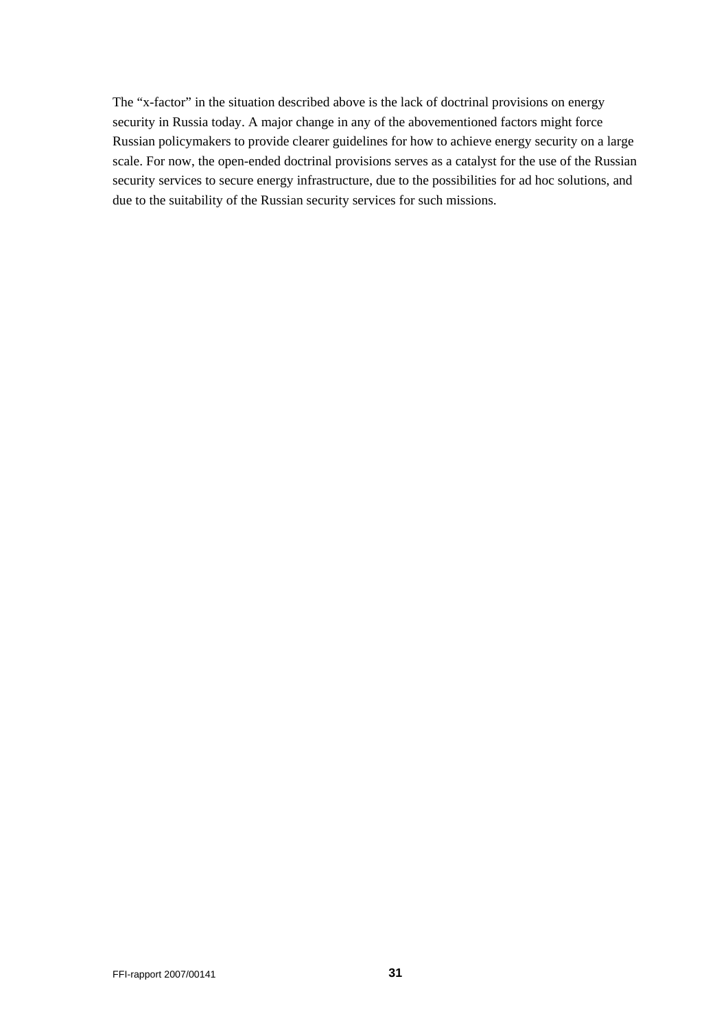The “x-factor” in the situation described above is the lack of doctrinal provisions on energy security in Russia today. A major change in any of the abovementioned factors might force Russian policymakers to provide clearer guidelines for how to achieve energy security on a large scale. For now, the open-ended doctrinal provisions serves as a catalyst for the use of the Russian security services to secure energy infrastructure, due to the possibilities for ad hoc solutions, and due to the suitability of the Russian security services for such missions.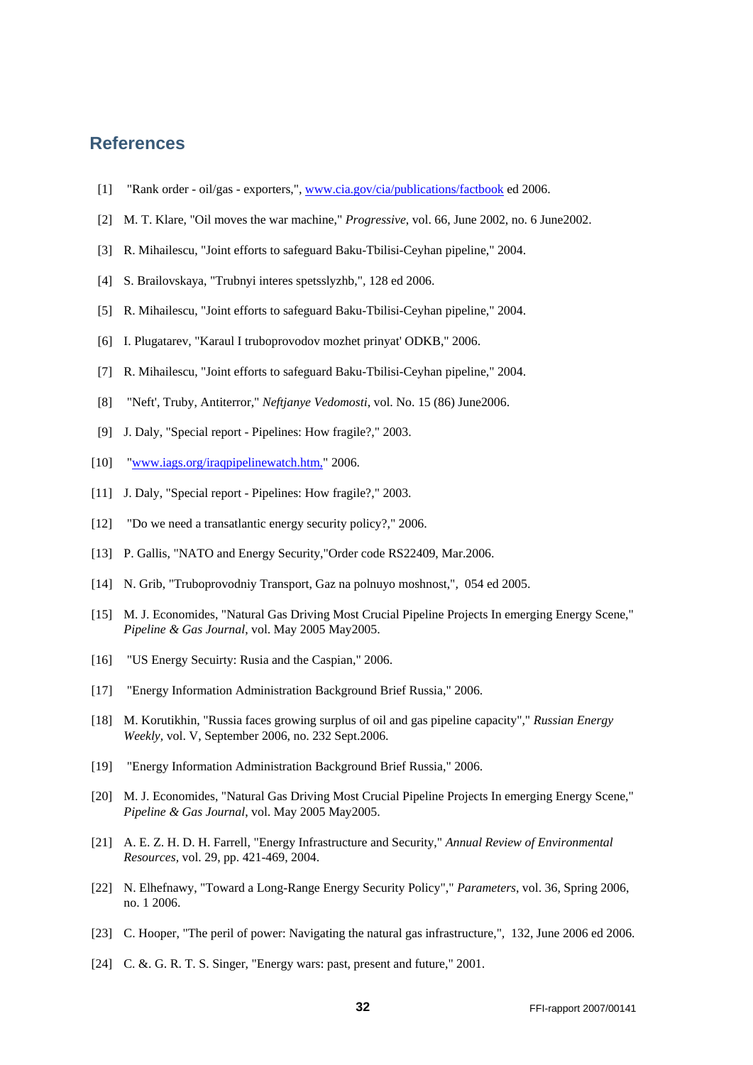## References

[1] "Rank order - oil/gas - exporters,", www.cia.gov/cia/publications/factbook ed 2006.

[2] M. T. Klare, "Oil moves the war machine," *Progressive*, vol. 66, June 2002, no. 6 June2002.

[3] R. Mihailescu, "Joint efforts to safeguard Baku-Tbilisi-Ceyhan pipeline," 2004.

[4] S. Brailovskaya, "Trubnyi interes spetsslyzhb,", 128 ed 2006.

[5] R. Mihailescu, "Joint efforts to safeguard Baku-Tbilisi-Ceyhan pipeline," 2004.

[6] I. Plugatarev, "Karaul I truboprovodov mozhet prinyat' ODKB," 2006.

[7] R. Mihailescu, "Joint efforts to safeguard Baku-Tbilisi-Ceyhan pipeline," 2004.

[8] "Neft', Truby, Antiterror," *Neftjanye Vedomosti*, vol. No. 15 (86) June2006.

[9] J. Daly, "Special report - Pipelines: How fragile?," 2003.

[10] "www.iags.org/iraqpipelinewatch.htm," 2006.

[11] J. Daly, "Special report - Pipelines: How fragile?," 2003.

[12] "Do we need a transatlantic energy security policy?," 2006.

[13] P. Gallis, "NATO and Energy Security,"Order code RS22409, Mar.2006.

[14] N. Grib, "Truboprovodniy Transport, Gaz na polnuyo moshnost,", 054 ed 2005.

[15] M. J. Economides, "Natural Gas Driving Most Crucial Pipeline Projects In emerging Energy Scene," *Pipeline & Gas Journal*, vol. May 2005 May2005.

[16] "US Energy Secuirty: Rusia and the Caspian," 2006.

[17] "Energy Information Administration Background Brief Russia," 2006.

[18] M. Korutikhin, "Russia faces growing surplus of oil and gas pipeline capacity"," *Russian Energy Weekly*, vol. V, September 2006, no. 232 Sept.2006.

[19] "Energy Information Administration Background Brief Russia," 2006.

[20] M. J. Economides, "Natural Gas Driving Most Crucial Pipeline Projects In emerging Energy Scene," *Pipeline & Gas Journal*, vol. May 2005 May2005.

[21] A. E. Z. H. D. H. Farrell, "Energy Infrastructure and Security," *Annual Review of Environmental Resources*, vol. 29, pp. 421-469, 2004.

[22] N. Elhefnawy, "Toward a Long-Range Energy Security Policy"," *Parameters*, vol. 36, Spring 2006, no. 1 2006.

[23] C. Hooper, "The peril of power: Navigating the natural gas infrastructure,", 132, June 2006 ed 2006.

[24] C. &. G. R. T. S. Singer, "Energy wars: past, present and future," 2001.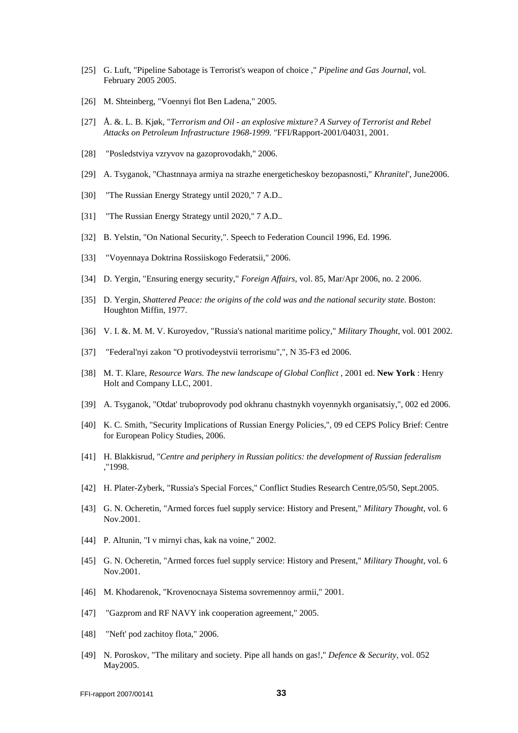[25] G. Luft, "Pipeline Sabotage is Terrorist's weapon of choice ," *Pipeline and Gas Journal*, vol. February 2005 2005.

[26] M. Shteinberg, "Voennyi flot Ben Ladena," 2005.

[27] Å. &. L. B. Kjøk, "*Terrorism and Oil - an explosive mixture? A Survey of Terrorist and Rebel Attacks on Petroleum Infrastructure 1968-1999.* "FFI/Rapport-2001/04031, 2001.

[28] "Posledstviya vzryvov na gazoprovodakh," 2006.

[29] A. Tsyganok, "Chastnnaya armiya na strazhe energeticheskoy bezopasnosti," *Khranitel'*, June2006.

[30] "The Russian Energy Strategy until 2020," 7 A.D..

[31] "The Russian Energy Strategy until 2020," 7 A.D..

[32] B. Yelstin, "On National Security,". Speech to Federation Council 1996, Ed. 1996.

[33] "Voyennaya Doktrina Rossiiskogo Federatsii," 2006.

[34] D. Yergin, "Ensuring energy security," *Foreign Affairs*, vol. 85, Mar/Apr 2006, no. 2 2006.

[35] D. Yergin, *Shattered Peace: the origins of the cold was and the national security state.* Boston: Houghton Miffin, 1977.

[36] V. I. &. M. M. V. Kuroyedov, "Russia's national maritime policy," *Military Thought*, vol. 001 2002.

[37] "Federal'nyi zakon "O protivodeystvii terrorismu",", N 35-F3 ed 2006.

[38] M. T. Klare, *Resource Wars. The new landscape of Global Conflict* , 2001 ed. **New York** : Henry Holt and Company LLC, 2001.

[39] A. Tsyganok, "Otdat' truboprovody pod okhranu chastnykh voyennykh organisatsiy,", 002 ed 2006.

[40] K. C. Smith, "Security Implications of Russian Energy Policies,", 09 ed CEPS Policy Brief: Centre for European Policy Studies, 2006.

[41] H. Blakkisrud, "*Centre and periphery in Russian politics: the development of Russian federalism* ,"1998.

[42] H. Plater-Zyberk, "Russia's Special Forces," Conflict Studies Research Centre,05/50, Sept.2005.

[43] G. N. Ocheretin, "Armed forces fuel supply service: History and Present," *Military Thought*, vol. 6 Nov.2001.

[44] P. Altunin, "I v mirnyi chas, kak na voine," 2002.

[45] G. N. Ocheretin, "Armed forces fuel supply service: History and Present," *Military Thought*, vol. 6 Nov.2001.

[46] M. Khodarenok, "Krovenocnaya Sistema sovremennoy armii," 2001.

[47] "Gazprom and RF NAVY ink cooperation agreement," 2005.

[48] "Neft' pod zachitoy flota," 2006.

[49] N. Poroskov, "The military and society. Pipe all hands on gas!," *Defence & Security*, vol. 052 May2005.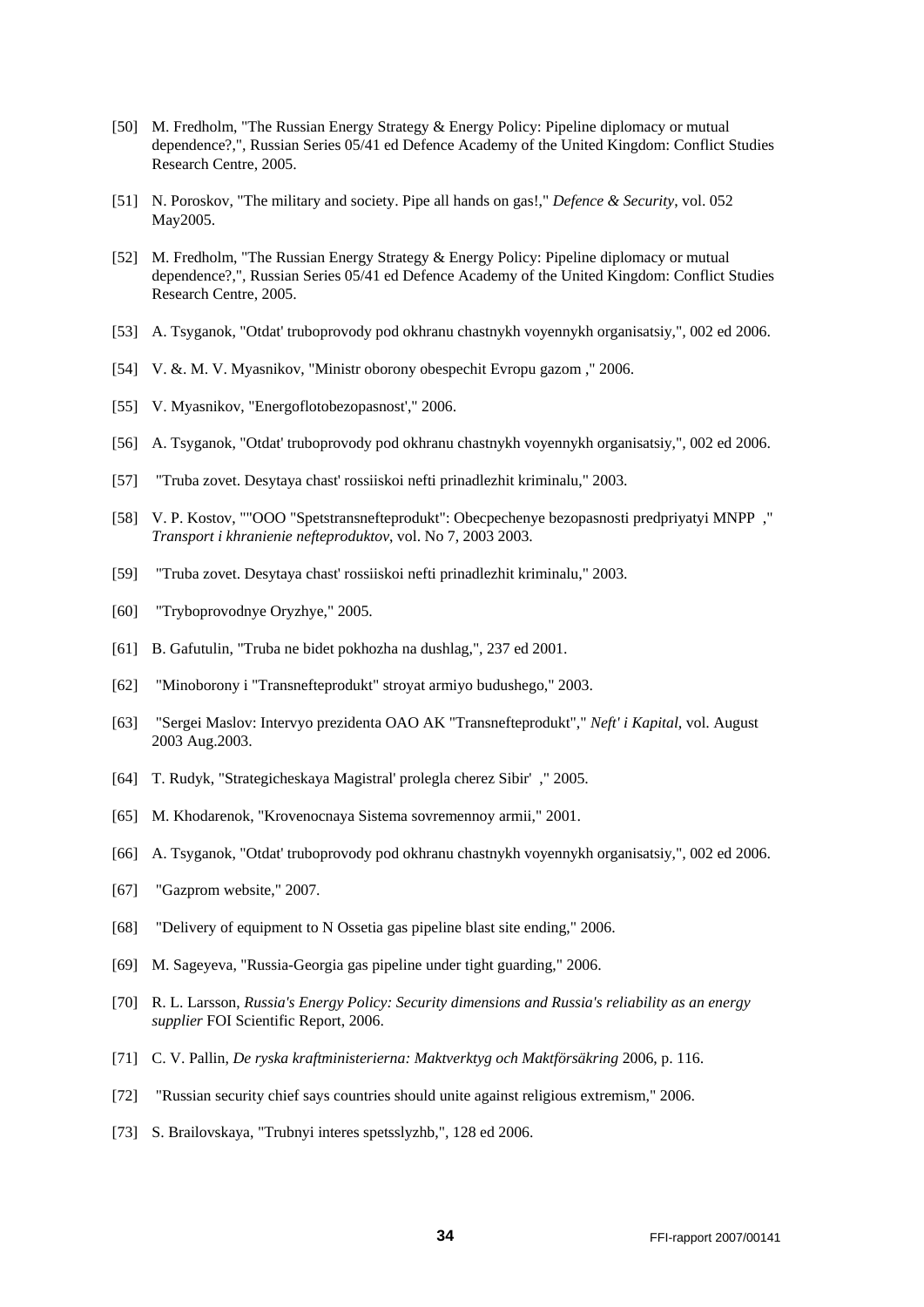[50] M. Fredholm, "The Russian Energy Strategy & Energy Policy: Pipeline diplomacy or mutual dependence?,", Russian Series 05/41 ed Defence Academy of the United Kingdom: Conflict Studies Research Centre, 2005.

[51] N. Poroskov, "The military and society. Pipe all hands on gas!," *Defence & Security*, vol. 052 May2005.

[52] M. Fredholm, "The Russian Energy Strategy & Energy Policy: Pipeline diplomacy or mutual dependence?,", Russian Series 05/41 ed Defence Academy of the United Kingdom: Conflict Studies Research Centre, 2005.

[53] A. Tsyganok, "Otdat' truboprovody pod okhranu chastnykh voyennykh organisatsiy,", 002 ed 2006.

[54] V. &. M. V. Myasnikov, "Ministr oborony obespechit Evropu gazom ," 2006.

[55] V. Myasnikov, "Energoflotobezopasnost'," 2006.

[56] A. Tsyganok, "Otdat' truboprovody pod okhranu chastnykh voyennykh organisatsiy,", 002 ed 2006.

[57] "Truba zovet. Desytaya chast' rossiiskoi nefti prinadlezhit kriminalu," 2003.

[58] V. P. Kostov, ""OOO "Spetstransnefteprodukt": Obecpechenye bezopasnosti predpriyatyi MNPP ," *Transport i khranienie nefteproduktov*, vol. No 7, 2003 2003.

[59] "Truba zovet. Desytaya chast' rossiiskoi nefti prinadlezhit kriminalu," 2003.

[60] "Tryboprovodnye Oryzhye," 2005.

[61] B. Gafutulin, "Truba ne bidet pokhozha na dushlag,", 237 ed 2001.

[62] "Minoborony i "Transnefteprodukt" stroyat armiyo budushego," 2003.

[63] "Sergei Maslov: Intervyo prezidenta OAO AK "Transnefteprodukt"," *Neft' i Kapital*, vol. August 2003 Aug.2003.

[64] T. Rudyk, "Strategicheskaya Magistral' prolegla cherez Sibir' ," 2005.

[65] M. Khodarenok, "Krovenocnaya Sistema sovremennoy armii," 2001.

[66] A. Tsyganok, "Otdat' truboprovody pod okhranu chastnykh voyennykh organisatsiy,", 002 ed 2006.

[67] "Gazprom website," 2007.

[68] "Delivery of equipment to N Ossetia gas pipeline blast site ending," 2006.

[69] M. Sageyeva, "Russia-Georgia gas pipeline under tight guarding," 2006.

[70] R. L. Larsson, *Russia's Energy Policy: Security dimensions and Russia's reliability as an energy supplier* FOI Scientific Report, 2006.

[71] C. V. Pallin, *De ryska kraftministerierna: Maktverktyg och Maktförsäkring* 2006, p. 116.

[72] "Russian security chief says countries should unite against religious extremism," 2006.

[73] S. Brailovskaya, "Trubnyi interes spetsslyzhb,", 128 ed 2006.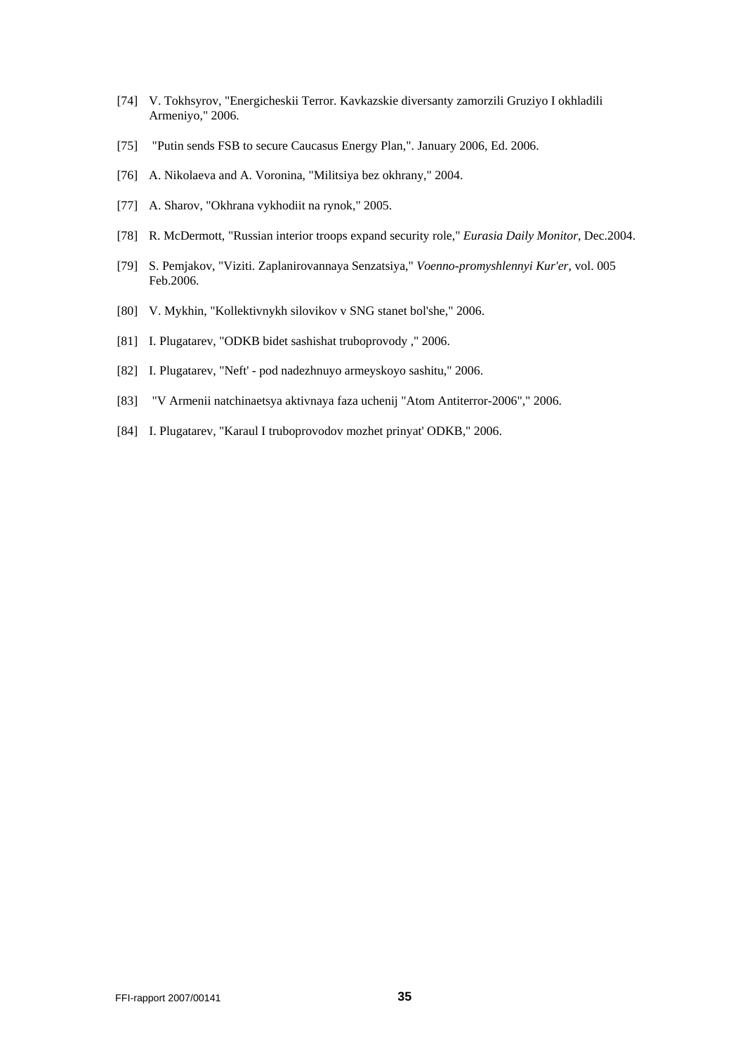[74] V. Tokhsyrov, "Energicheskii Terror. Kavkazskie diversanty zamorzili Gruziyo I okhladili Armeniyo," 2006.

[75] "Putin sends FSB to secure Caucasus Energy Plan,". January 2006, Ed. 2006.

[76] A. Nikolaeva and A. Voronina, "Militsiya bez okhrany," 2004.

[77] A. Sharov, "Okhrana vykhodiit na rynok," 2005.

[78] R. McDermott, "Russian interior troops expand security role," *Eurasia Daily Monitor*, Dec.2004.

[79] S. Pemjakov, "Viziti. Zaplanirovannaya Senzatsiya," *Voenno-promyshlennyi Kur'er*, vol. 005 Feb.2006.

[80] V. Mykhin, "Kollektivnykh silovikov v SNG stanet bol'she," 2006.

[81] I. Plugatarev, "ODKB bidet sashishat truboprovody ," 2006.

[82] I. Plugatarev, "Neft' - pod nadezhnuyo armeyskoyo sashitu," 2006.

[83] "V Armenii natchinaetsya aktivnaya faza uchenij "Atom Antiterror-2006"," 2006.

[84] I. Plugatarev, "Karaul I truboprovodov mozhet prinyat' ODKB," 2006.